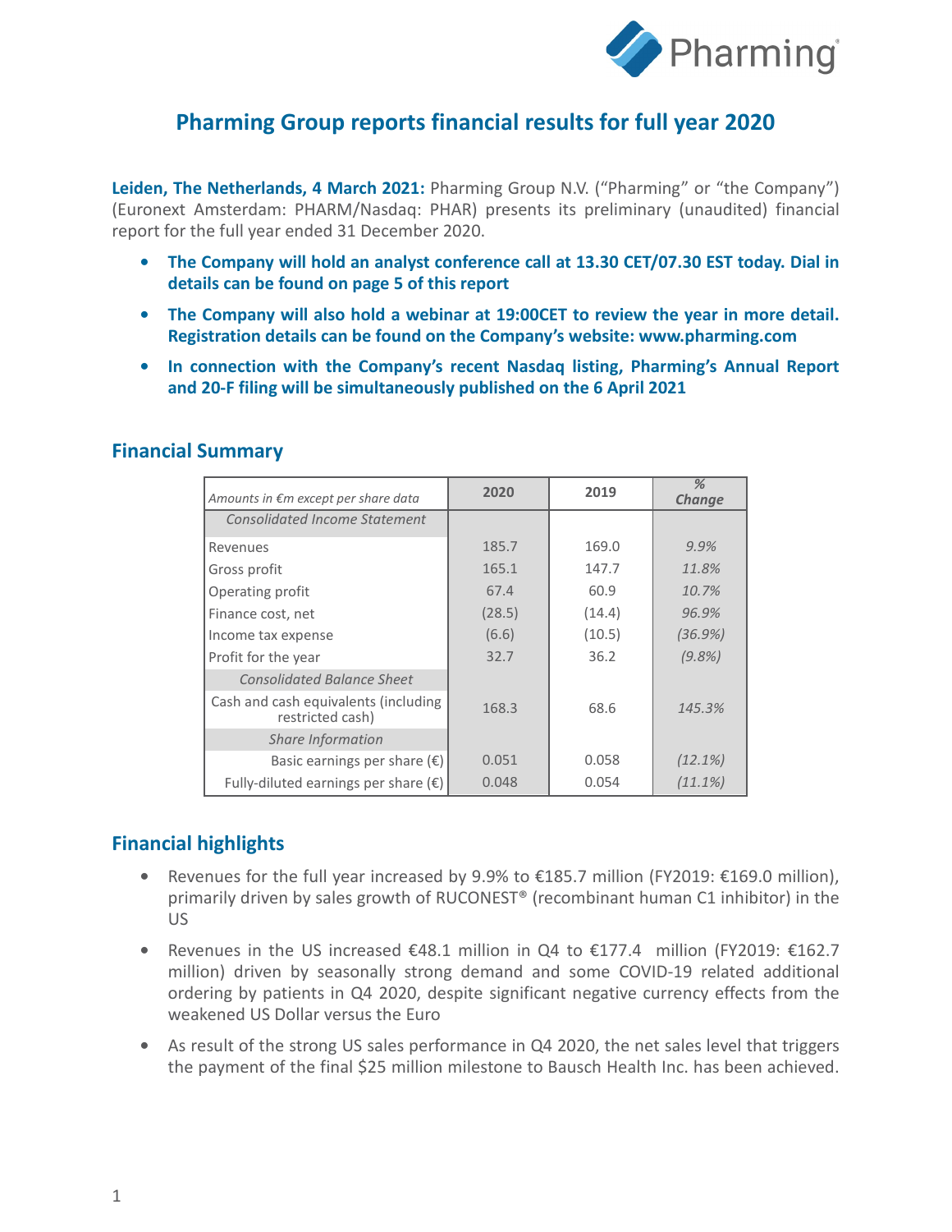# Pharming Group reports financial results for full year 2020

**Leiden, The Netherlands, 4 March 2021:** Pharming Group N.V. ("Pharming" or "the Company") (Euronext Amsterdam: PHARM/Nasdaq: PHAR) presents its preliminary (unaudited) financial report for the full year ended 31 December 2020.

- **The Company will hold an analyst conference call at 13.30 CET/07.30 EST today. Dial in details can be found on page 5 of this report**
- **The Company will also hold a webinar at 19:00CET to review the year in more detail. Registration details can be found on the Company's website: www.pharming.com**
- **In connection with the Company's recent Nasdaq listing, Pharming's Annual Report and 20-F filing will be simultaneously published on the 6 April 2021**

## Financial Summary

| *Amounts in €m except per share data* | 2020 | 2019 | *% Change* |
|---|---|---|---|
| *Consolidated Income Statement* | | | |
| Revenues | 185.7 | 169.0 | *9.9%* |
| Gross profit | 165.1 | 147.7 | *11.8%* |
| Operating profit | 67.4 | 60.9 | *10.7%* |
| Finance cost, net | (28.5) | (14.4) | *96.9%* |
| Income tax expense | (6.6) | (10.5) | *(36.9%)* |
| Profit for the year | 32.7 | 36.2 | *(9.8%)* |
| *Consolidated Balance Sheet* | | | |
| Cash and cash equivalents (including restricted cash) | 168.3 | 68.6 | *145.3%* |
| *Share Information* | | | |
| Basic earnings per share (€) | 0.051 | 0.058 | *(12.1%)* |
| Fully-diluted earnings per share (€) | 0.048 | 0.054 | *(11.1%)* |

## Financial highlights

- Revenues for the full year increased by 9.9% to €185.7 million (FY2019: €169.0 million), primarily driven by sales growth of RUCONEST® (recombinant human C1 inhibitor) in the US
- Revenues in the US increased €48.1 million in Q4 to €177.4 million (FY2019: €162.7 million) driven by seasonally strong demand and some COVID-19 related additional ordering by patients in Q4 2020, despite significant negative currency effects from the weakened US Dollar versus the Euro
- As result of the strong US sales performance in Q4 2020, the net sales level that triggers the payment of the final $25 million milestone to Bausch Health Inc. has been achieved.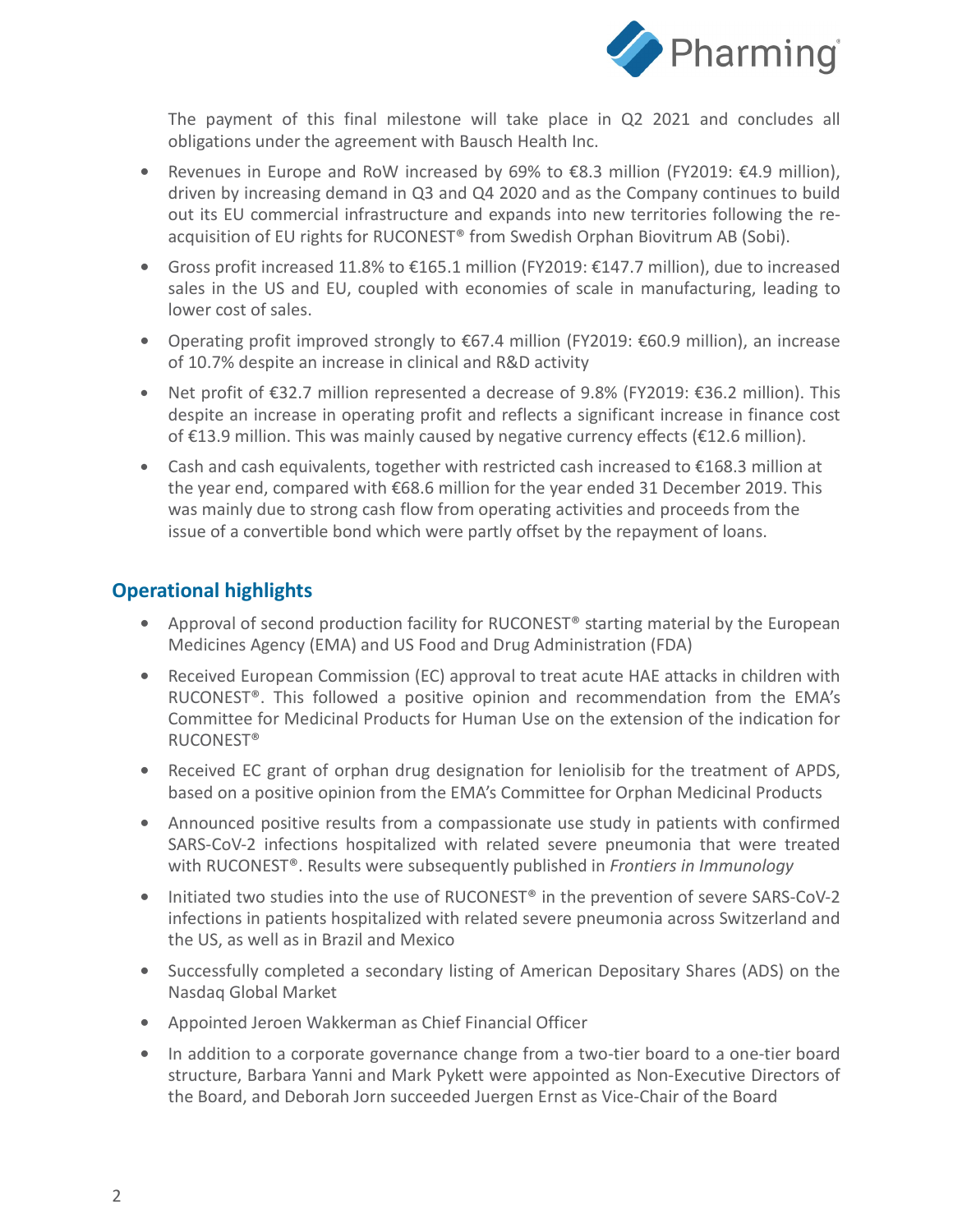The payment of this final milestone will take place in Q2 2021 and concludes all obligations under the agreement with Bausch Health Inc.

- Revenues in Europe and RoW increased by 69% to €8.3 million (FY2019: €4.9 million), driven by increasing demand in Q3 and Q4 2020 and as the Company continues to build out its EU commercial infrastructure and expands into new territories following the re-acquisition of EU rights for RUCONEST® from Swedish Orphan Biovitrum AB (Sobi).
- Gross profit increased 11.8% to €165.1 million (FY2019: €147.7 million), due to increased sales in the US and EU, coupled with economies of scale in manufacturing, leading to lower cost of sales.
- Operating profit improved strongly to €67.4 million (FY2019: €60.9 million), an increase of 10.7% despite an increase in clinical and R&D activity
- Net profit of €32.7 million represented a decrease of 9.8% (FY2019: €36.2 million). This despite an increase in operating profit and reflects a significant increase in finance cost of €13.9 million. This was mainly caused by negative currency effects (€12.6 million).
- Cash and cash equivalents, together with restricted cash increased to €168.3 million at the year end, compared with €68.6 million for the year ended 31 December 2019. This was mainly due to strong cash flow from operating activities and proceeds from the issue of a convertible bond which were partly offset by the repayment of loans.

## Operational highlights

- Approval of second production facility for RUCONEST® starting material by the European Medicines Agency (EMA) and US Food and Drug Administration (FDA)
- Received European Commission (EC) approval to treat acute HAE attacks in children with RUCONEST®. This followed a positive opinion and recommendation from the EMA's Committee for Medicinal Products for Human Use on the extension of the indication for RUCONEST®
- Received EC grant of orphan drug designation for leniolisib for the treatment of APDS, based on a positive opinion from the EMA's Committee for Orphan Medicinal Products
- Announced positive results from a compassionate use study in patients with confirmed SARS-CoV-2 infections hospitalized with related severe pneumonia that were treated with RUCONEST®. Results were subsequently published in *Frontiers in Immunology*
- Initiated two studies into the use of RUCONEST® in the prevention of severe SARS-CoV-2 infections in patients hospitalized with related severe pneumonia across Switzerland and the US, as well as in Brazil and Mexico
- Successfully completed a secondary listing of American Depositary Shares (ADS) on the Nasdaq Global Market
- Appointed Jeroen Wakkerman as Chief Financial Officer
- In addition to a corporate governance change from a two-tier board to a one-tier board structure, Barbara Yanni and Mark Pykett were appointed as Non-Executive Directors of the Board, and Deborah Jorn succeeded Juergen Ernst as Vice-Chair of the Board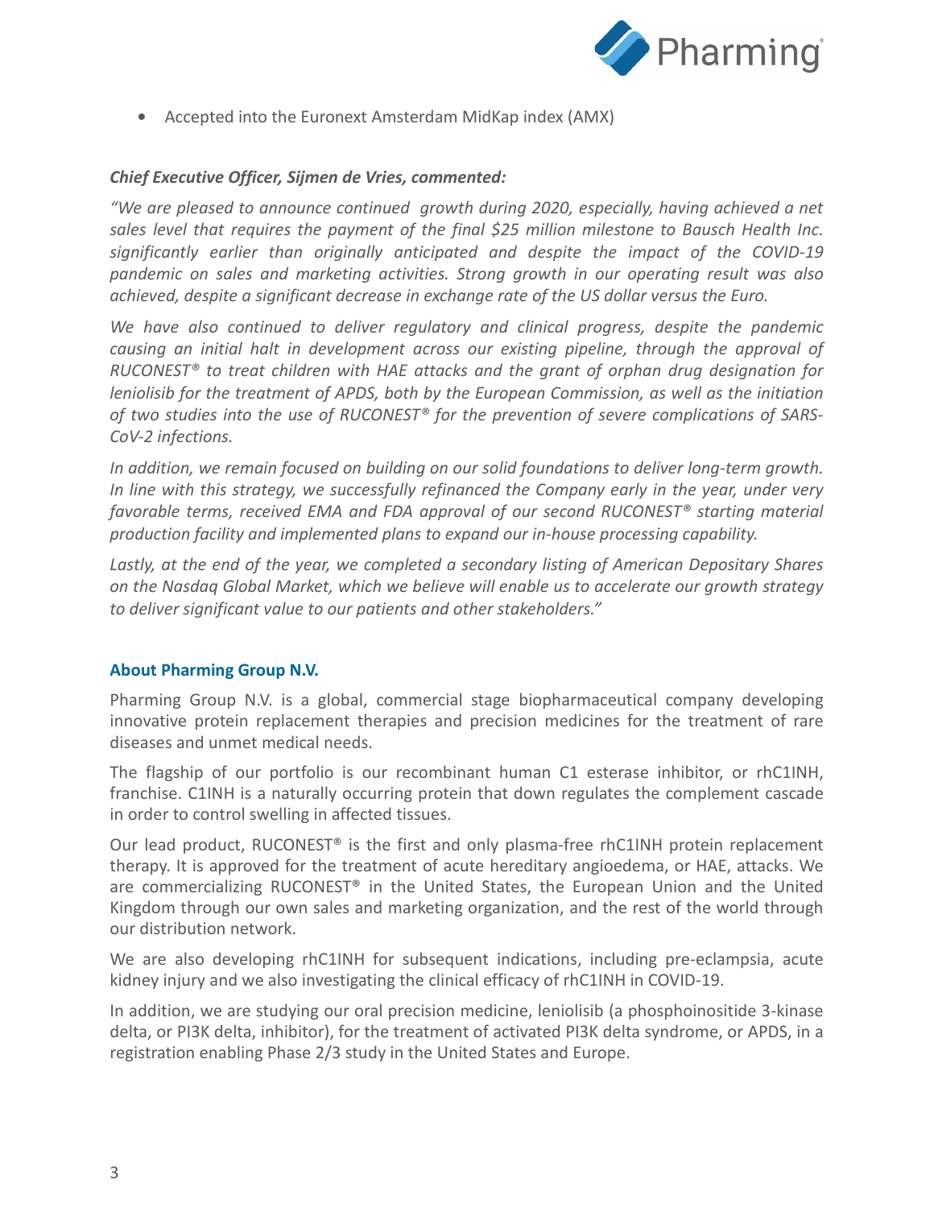- Accepted into the Euronext Amsterdam MidKap index (AMX)

***Chief Executive Officer, Sijmen de Vries, commented:***

*"We are pleased to announce continued growth during 2020, especially, having achieved a net sales level that requires the payment of the final $25 million milestone to Bausch Health Inc. significantly earlier than originally anticipated and despite the impact of the COVID-19 pandemic on sales and marketing activities. Strong growth in our operating result was also achieved, despite a significant decrease in exchange rate of the US dollar versus the Euro.*

*We have also continued to deliver regulatory and clinical progress, despite the pandemic causing an initial halt in development across our existing pipeline, through the approval of RUCONEST® to treat children with HAE attacks and the grant of orphan drug designation for leniolisib for the treatment of APDS, both by the European Commission, as well as the initiation of two studies into the use of RUCONEST® for the prevention of severe complications of SARS-CoV-2 infections.*

*In addition, we remain focused on building on our solid foundations to deliver long-term growth. In line with this strategy, we successfully refinanced the Company early in the year, under very favorable terms, received EMA and FDA approval of our second RUCONEST® starting material production facility and implemented plans to expand our in-house processing capability.*

*Lastly, at the end of the year, we completed a secondary listing of American Depositary Shares on the Nasdaq Global Market, which we believe will enable us to accelerate our growth strategy to deliver significant value to our patients and other stakeholders."*

## About Pharming Group N.V.

Pharming Group N.V. is a global, commercial stage biopharmaceutical company developing innovative protein replacement therapies and precision medicines for the treatment of rare diseases and unmet medical needs.

The flagship of our portfolio is our recombinant human C1 esterase inhibitor, or rhC1INH, franchise. C1INH is a naturally occurring protein that down regulates the complement cascade in order to control swelling in affected tissues.

Our lead product, RUCONEST® is the first and only plasma-free rhC1INH protein replacement therapy. It is approved for the treatment of acute hereditary angioedema, or HAE, attacks. We are commercializing RUCONEST® in the United States, the European Union and the United Kingdom through our own sales and marketing organization, and the rest of the world through our distribution network.

We are also developing rhC1INH for subsequent indications, including pre-eclampsia, acute kidney injury and we also investigating the clinical efficacy of rhC1INH in COVID-19.

In addition, we are studying our oral precision medicine, leniolisib (a phosphoinositide 3-kinase delta, or PI3K delta, inhibitor), for the treatment of activated PI3K delta syndrome, or APDS, in a registration enabling Phase 2/3 study in the United States and Europe.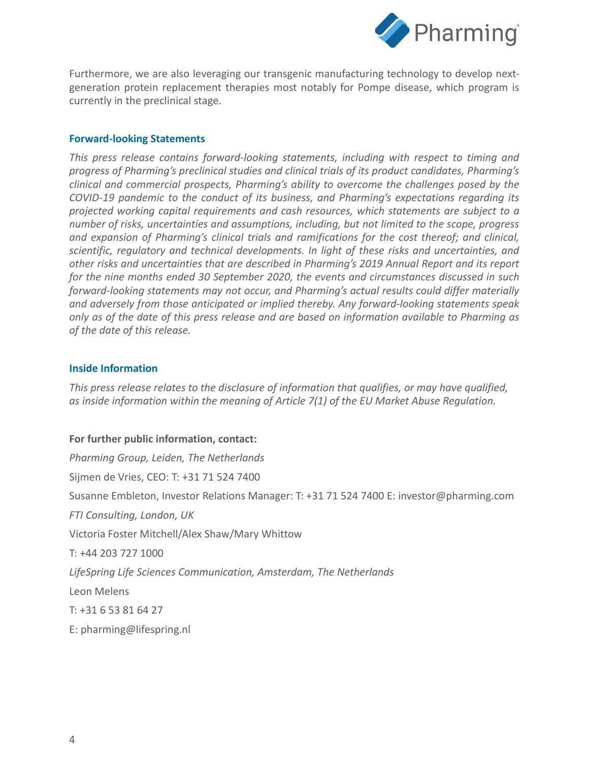Furthermore, we are also leveraging our transgenic manufacturing technology to develop next-generation protein replacement therapies most notably for Pompe disease, which program is currently in the preclinical stage.

### Forward-looking Statements

*This press release contains forward-looking statements, including with respect to timing and progress of Pharming's preclinical studies and clinical trials of its product candidates, Pharming's clinical and commercial prospects, Pharming's ability to overcome the challenges posed by the COVID-19 pandemic to the conduct of its business, and Pharming's expectations regarding its projected working capital requirements and cash resources, which statements are subject to a number of risks, uncertainties and assumptions, including, but not limited to the scope, progress and expansion of Pharming's clinical trials and ramifications for the cost thereof; and clinical, scientific, regulatory and technical developments. In light of these risks and uncertainties, and other risks and uncertainties that are described in Pharming's 2019 Annual Report and its report for the nine months ended 30 September 2020, the events and circumstances discussed in such forward-looking statements may not occur, and Pharming's actual results could differ materially and adversely from those anticipated or implied thereby. Any forward-looking statements speak only as of the date of this press release and are based on information available to Pharming as of the date of this release.*

### Inside Information

*This press release relates to the disclosure of information that qualifies, or may have qualified, as inside information within the meaning of Article 7(1) of the EU Market Abuse Regulation.*

**For further public information, contact:**

*Pharming Group, Leiden, The Netherlands*

Sijmen de Vries, CEO: T: +31 71 524 7400

Susanne Embleton, Investor Relations Manager: T: +31 71 524 7400 E: investor@pharming.com

*FTI Consulting, London, UK*

Victoria Foster Mitchell/Alex Shaw/Mary Whittow

T: +44 203 727 1000

*LifeSpring Life Sciences Communication, Amsterdam, The Netherlands*

Leon Melens

T: +31 6 53 81 64 27

E: pharming@lifespring.nl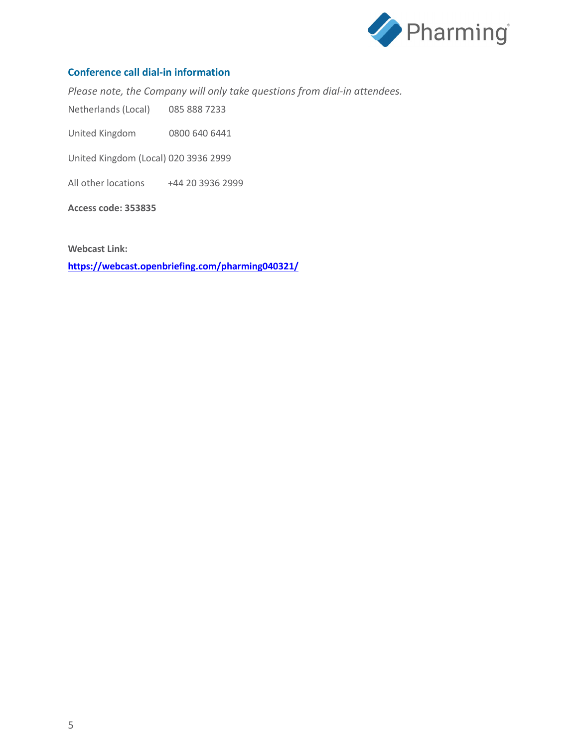### Conference call dial-in information

*Please note, the Company will only take questions from dial-in attendees.*

Netherlands (Local) 085 888 7233

United Kingdom 0800 640 6441

United Kingdom (Local) 020 3936 2999

All other locations +44 20 3936 2999

**Access code: 353835**

**Webcast Link:**

**https://webcast.openbriefing.com/pharming040321/**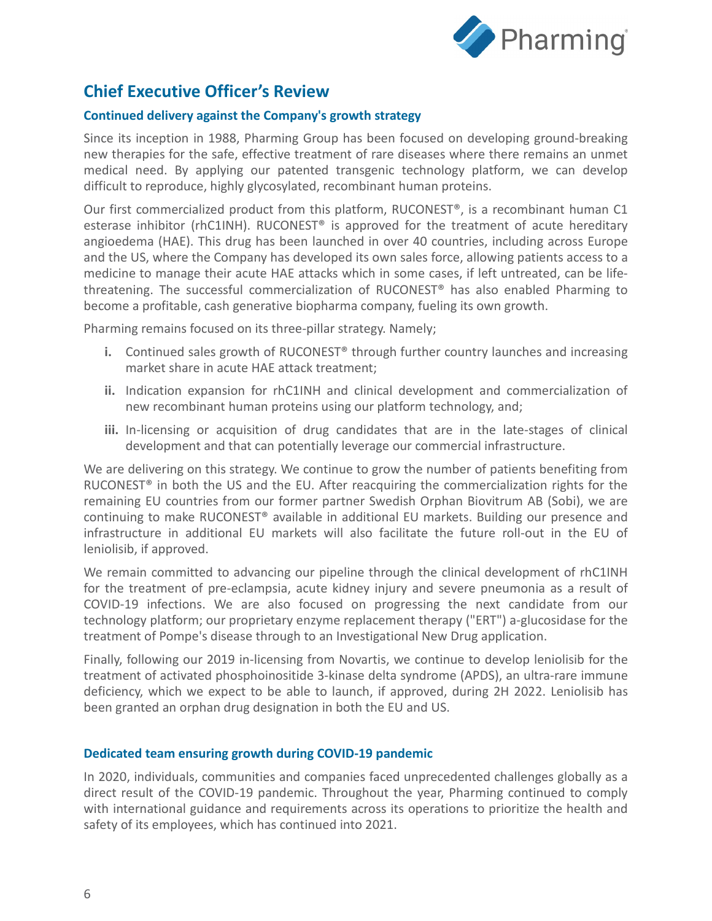## Chief Executive Officer's Review

### Continued delivery against the Company's growth strategy

Since its inception in 1988, Pharming Group has been focused on developing ground-breaking new therapies for the safe, effective treatment of rare diseases where there remains an unmet medical need. By applying our patented transgenic technology platform, we can develop difficult to reproduce, highly glycosylated, recombinant human proteins.

Our first commercialized product from this platform, RUCONEST®, is a recombinant human C1 esterase inhibitor (rhC1INH). RUCONEST® is approved for the treatment of acute hereditary angioedema (HAE). This drug has been launched in over 40 countries, including across Europe and the US, where the Company has developed its own sales force, allowing patients access to a medicine to manage their acute HAE attacks which in some cases, if left untreated, can be life-threatening. The successful commercialization of RUCONEST® has also enabled Pharming to become a profitable, cash generative biopharma company, fueling its own growth.

Pharming remains focused on its three-pillar strategy. Namely;

- **i.** Continued sales growth of RUCONEST® through further country launches and increasing market share in acute HAE attack treatment;
- **ii.** Indication expansion for rhC1INH and clinical development and commercialization of new recombinant human proteins using our platform technology, and;
- **iii.** In-licensing or acquisition of drug candidates that are in the late-stages of clinical development and that can potentially leverage our commercial infrastructure.

We are delivering on this strategy. We continue to grow the number of patients benefiting from RUCONEST® in both the US and the EU. After reacquiring the commercialization rights for the remaining EU countries from our former partner Swedish Orphan Biovitrum AB (Sobi), we are continuing to make RUCONEST® available in additional EU markets. Building our presence and infrastructure in additional EU markets will also facilitate the future roll-out in the EU of leniolisib, if approved.

We remain committed to advancing our pipeline through the clinical development of rhC1INH for the treatment of pre-eclampsia, acute kidney injury and severe pneumonia as a result of COVID-19 infections. We are also focused on progressing the next candidate from our technology platform; our proprietary enzyme replacement therapy ("ERT") a-glucosidase for the treatment of Pompe's disease through to an Investigational New Drug application.

Finally, following our 2019 in-licensing from Novartis, we continue to develop leniolisib for the treatment of activated phosphoinositide 3-kinase delta syndrome (APDS), an ultra-rare immune deficiency, which we expect to be able to launch, if approved, during 2H 2022. Leniolisib has been granted an orphan drug designation in both the EU and US.

### Dedicated team ensuring growth during COVID-19 pandemic

In 2020, individuals, communities and companies faced unprecedented challenges globally as a direct result of the COVID-19 pandemic. Throughout the year, Pharming continued to comply with international guidance and requirements across its operations to prioritize the health and safety of its employees, which has continued into 2021.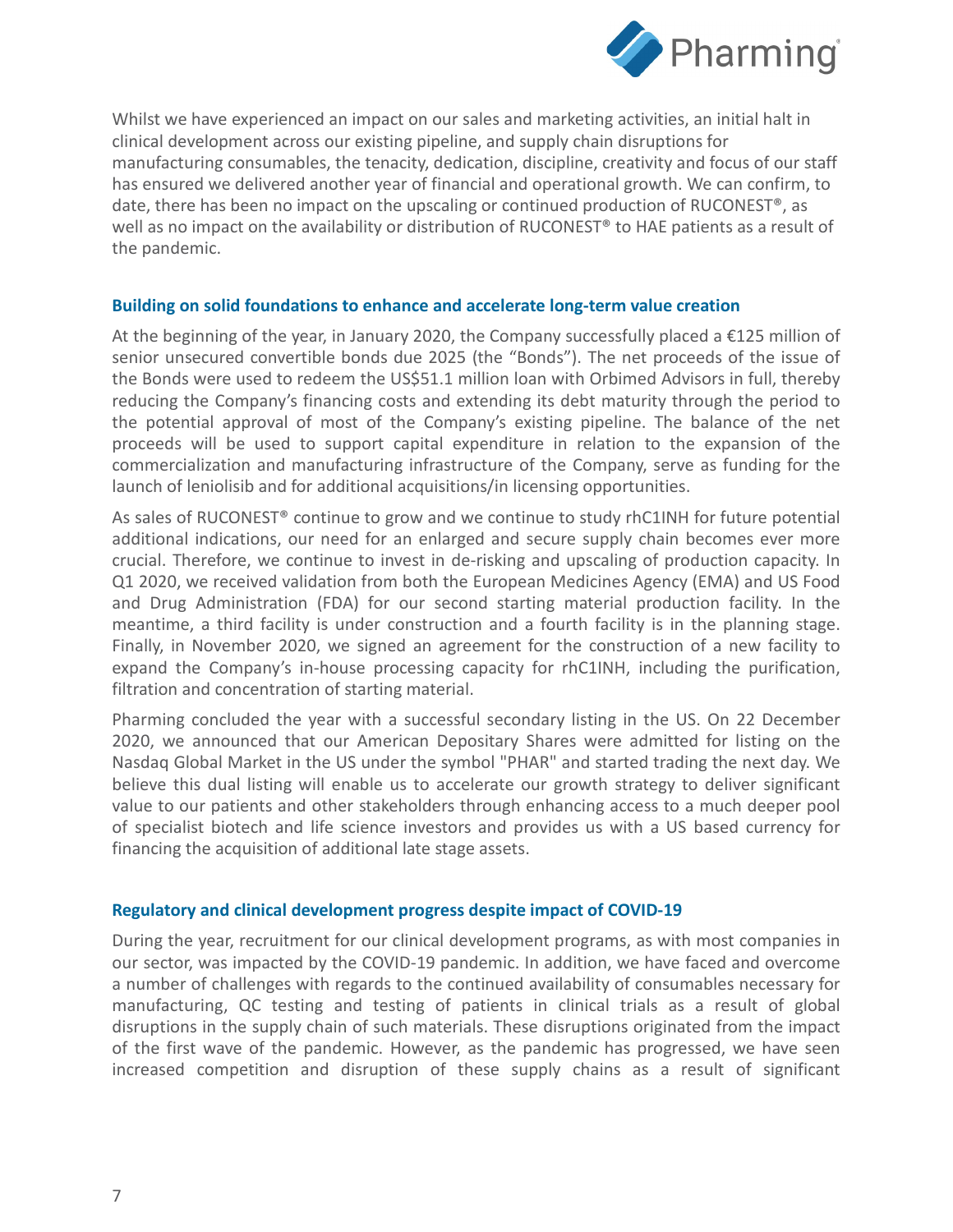Whilst we have experienced an impact on our sales and marketing activities, an initial halt in clinical development across our existing pipeline, and supply chain disruptions for manufacturing consumables, the tenacity, dedication, discipline, creativity and focus of our staff has ensured we delivered another year of financial and operational growth. We can confirm, to date, there has been no impact on the upscaling or continued production of RUCONEST®, as well as no impact on the availability or distribution of RUCONEST® to HAE patients as a result of the pandemic.

### Building on solid foundations to enhance and accelerate long-term value creation

At the beginning of the year, in January 2020, the Company successfully placed a €125 million of senior unsecured convertible bonds due 2025 (the "Bonds"). The net proceeds of the issue of the Bonds were used to redeem the US$51.1 million loan with Orbimed Advisors in full, thereby reducing the Company's financing costs and extending its debt maturity through the period to the potential approval of most of the Company's existing pipeline. The balance of the net proceeds will be used to support capital expenditure in relation to the expansion of the commercialization and manufacturing infrastructure of the Company, serve as funding for the launch of leniolisib and for additional acquisitions/in licensing opportunities.

As sales of RUCONEST® continue to grow and we continue to study rhC1INH for future potential additional indications, our need for an enlarged and secure supply chain becomes ever more crucial. Therefore, we continue to invest in de-risking and upscaling of production capacity. In Q1 2020, we received validation from both the European Medicines Agency (EMA) and US Food and Drug Administration (FDA) for our second starting material production facility. In the meantime, a third facility is under construction and a fourth facility is in the planning stage. Finally, in November 2020, we signed an agreement for the construction of a new facility to expand the Company's in-house processing capacity for rhC1INH, including the purification, filtration and concentration of starting material.

Pharming concluded the year with a successful secondary listing in the US. On 22 December 2020, we announced that our American Depositary Shares were admitted for listing on the Nasdaq Global Market in the US under the symbol "PHAR" and started trading the next day. We believe this dual listing will enable us to accelerate our growth strategy to deliver significant value to our patients and other stakeholders through enhancing access to a much deeper pool of specialist biotech and life science investors and provides us with a US based currency for financing the acquisition of additional late stage assets.

### Regulatory and clinical development progress despite impact of COVID-19

During the year, recruitment for our clinical development programs, as with most companies in our sector, was impacted by the COVID-19 pandemic. In addition, we have faced and overcome a number of challenges with regards to the continued availability of consumables necessary for manufacturing, QC testing and testing of patients in clinical trials as a result of global disruptions in the supply chain of such materials. These disruptions originated from the impact of the first wave of the pandemic. However, as the pandemic has progressed, we have seen increased competition and disruption of these supply chains as a result of significant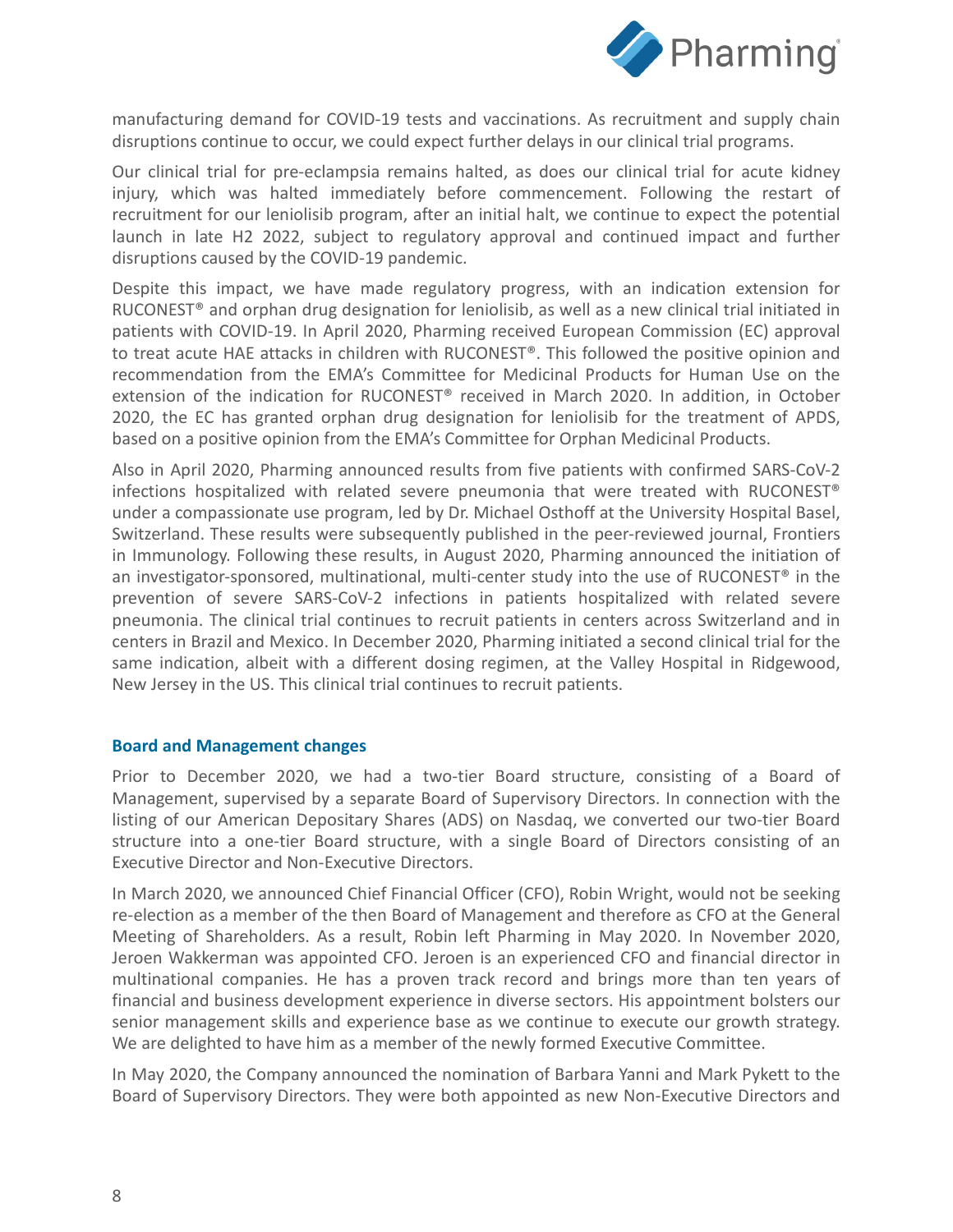manufacturing demand for COVID-19 tests and vaccinations. As recruitment and supply chain disruptions continue to occur, we could expect further delays in our clinical trial programs.

Our clinical trial for pre-eclampsia remains halted, as does our clinical trial for acute kidney injury, which was halted immediately before commencement. Following the restart of recruitment for our leniolisib program, after an initial halt, we continue to expect the potential launch in late H2 2022, subject to regulatory approval and continued impact and further disruptions caused by the COVID-19 pandemic.

Despite this impact, we have made regulatory progress, with an indication extension for RUCONEST® and orphan drug designation for leniolisib, as well as a new clinical trial initiated in patients with COVID-19. In April 2020, Pharming received European Commission (EC) approval to treat acute HAE attacks in children with RUCONEST®. This followed the positive opinion and recommendation from the EMA's Committee for Medicinal Products for Human Use on the extension of the indication for RUCONEST® received in March 2020. In addition, in October 2020, the EC has granted orphan drug designation for leniolisib for the treatment of APDS, based on a positive opinion from the EMA's Committee for Orphan Medicinal Products.

Also in April 2020, Pharming announced results from five patients with confirmed SARS-CoV-2 infections hospitalized with related severe pneumonia that were treated with RUCONEST® under a compassionate use program, led by Dr. Michael Osthoff at the University Hospital Basel, Switzerland. These results were subsequently published in the peer-reviewed journal, Frontiers in Immunology. Following these results, in August 2020, Pharming announced the initiation of an investigator-sponsored, multinational, multi-center study into the use of RUCONEST® in the prevention of severe SARS-CoV-2 infections in patients hospitalized with related severe pneumonia. The clinical trial continues to recruit patients in centers across Switzerland and in centers in Brazil and Mexico. In December 2020, Pharming initiated a second clinical trial for the same indication, albeit with a different dosing regimen, at the Valley Hospital in Ridgewood, New Jersey in the US. This clinical trial continues to recruit patients.

## Board and Management changes

Prior to December 2020, we had a two-tier Board structure, consisting of a Board of Management, supervised by a separate Board of Supervisory Directors. In connection with the listing of our American Depositary Shares (ADS) on Nasdaq, we converted our two-tier Board structure into a one-tier Board structure, with a single Board of Directors consisting of an Executive Director and Non-Executive Directors.

In March 2020, we announced Chief Financial Officer (CFO), Robin Wright, would not be seeking re-election as a member of the then Board of Management and therefore as CFO at the General Meeting of Shareholders. As a result, Robin left Pharming in May 2020. In November 2020, Jeroen Wakkerman was appointed CFO. Jeroen is an experienced CFO and financial director in multinational companies. He has a proven track record and brings more than ten years of financial and business development experience in diverse sectors. His appointment bolsters our senior management skills and experience base as we continue to execute our growth strategy. We are delighted to have him as a member of the newly formed Executive Committee.

In May 2020, the Company announced the nomination of Barbara Yanni and Mark Pykett to the Board of Supervisory Directors. They were both appointed as new Non-Executive Directors and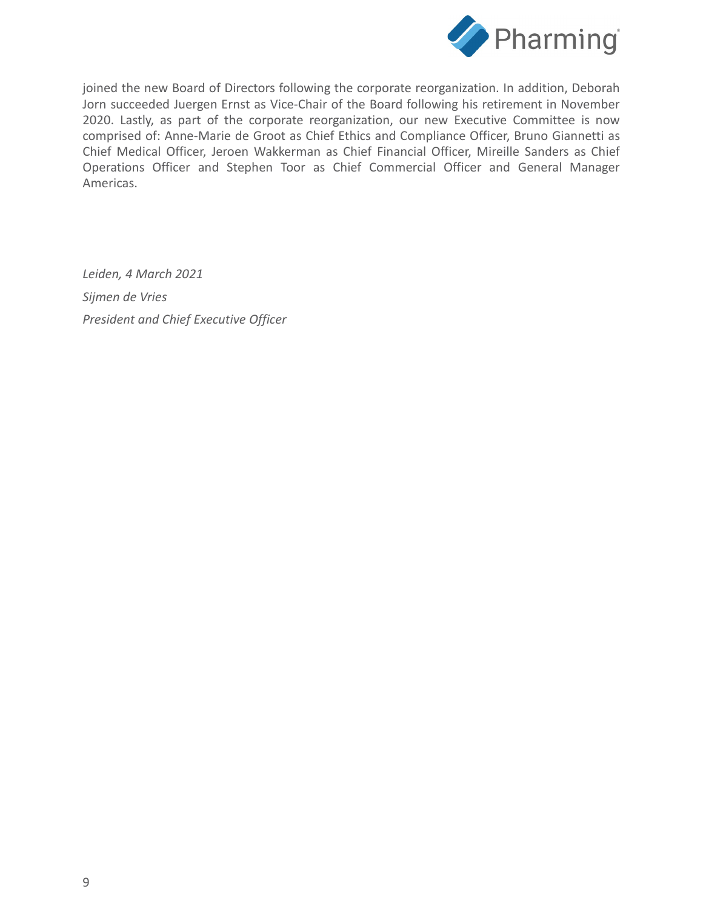joined the new Board of Directors following the corporate reorganization. In addition, Deborah Jorn succeeded Juergen Ernst as Vice-Chair of the Board following his retirement in November 2020. Lastly, as part of the corporate reorganization, our new Executive Committee is now comprised of: Anne-Marie de Groot as Chief Ethics and Compliance Officer, Bruno Giannetti as Chief Medical Officer, Jeroen Wakkerman as Chief Financial Officer, Mireille Sanders as Chief Operations Officer and Stephen Toor as Chief Commercial Officer and General Manager Americas.

*Leiden, 4 March 2021*

*Sijmen de Vries*

*President and Chief Executive Officer*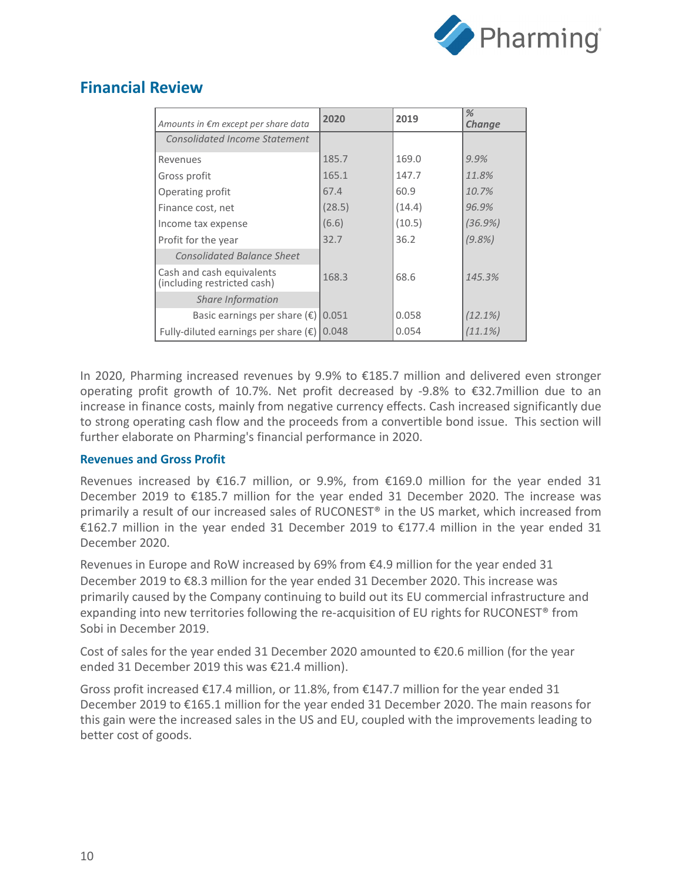## Financial Review

| *Amounts in €m except per share data* | 2020 | 2019 | *% Change* |
|---|---|---|---|
| *Consolidated Income Statement* | | | |
| Revenues | 185.7 | 169.0 | *9.9%* |
| Gross profit | 165.1 | 147.7 | *11.8%* |
| Operating profit | 67.4 | 60.9 | *10.7%* |
| Finance cost, net | (28.5) | (14.4) | *96.9%* |
| Income tax expense | (6.6) | (10.5) | *(36.9%)* |
| Profit for the year | 32.7 | 36.2 | *(9.8%)* |
| *Consolidated Balance Sheet* | | | |
| Cash and cash equivalents (including restricted cash) | 168.3 | 68.6 | *145.3%* |
| *Share Information* | | | |
| Basic earnings per share (€) | 0.051 | 0.058 | *(12.1%)* |
| Fully-diluted earnings per share (€) | 0.048 | 0.054 | *(11.1%)* |

In 2020, Pharming increased revenues by 9.9% to €185.7 million and delivered even stronger operating profit growth of 10.7%. Net profit decreased by -9.8% to €32.7million due to an increase in finance costs, mainly from negative currency effects. Cash increased significantly due to strong operating cash flow and the proceeds from a convertible bond issue. This section will further elaborate on Pharming's financial performance in 2020.

### Revenues and Gross Profit

Revenues increased by €16.7 million, or 9.9%, from €169.0 million for the year ended 31 December 2019 to €185.7 million for the year ended 31 December 2020. The increase was primarily a result of our increased sales of RUCONEST® in the US market, which increased from €162.7 million in the year ended 31 December 2019 to €177.4 million in the year ended 31 December 2020.

Revenues in Europe and RoW increased by 69% from €4.9 million for the year ended 31 December 2019 to €8.3 million for the year ended 31 December 2020. This increase was primarily caused by the Company continuing to build out its EU commercial infrastructure and expanding into new territories following the re-acquisition of EU rights for RUCONEST® from Sobi in December 2019.

Cost of sales for the year ended 31 December 2020 amounted to €20.6 million (for the year ended 31 December 2019 this was €21.4 million).

Gross profit increased €17.4 million, or 11.8%, from €147.7 million for the year ended 31 December 2019 to €165.1 million for the year ended 31 December 2020. The main reasons for this gain were the increased sales in the US and EU, coupled with the improvements leading to better cost of goods.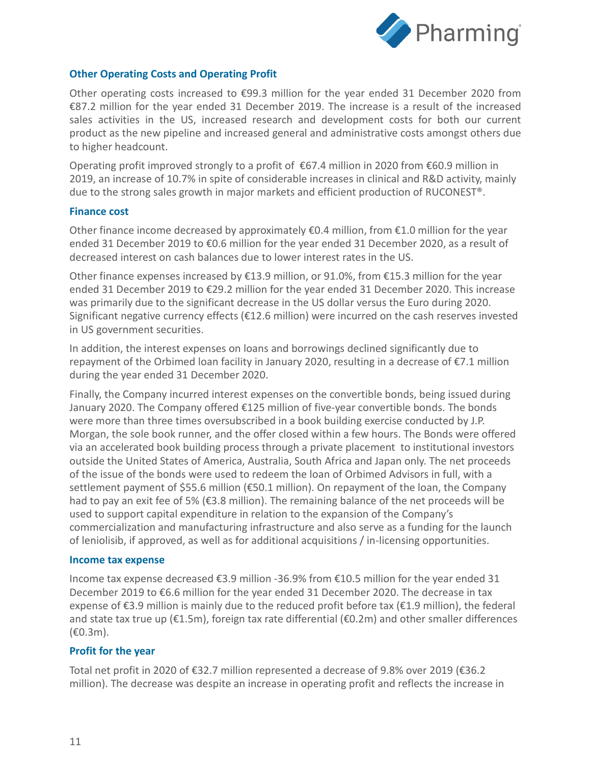### Other Operating Costs and Operating Profit

Other operating costs increased to €99.3 million for the year ended 31 December 2020 from €87.2 million for the year ended 31 December 2019. The increase is a result of the increased sales activities in the US, increased research and development costs for both our current product as the new pipeline and increased general and administrative costs amongst others due to higher headcount.

Operating profit improved strongly to a profit of €67.4 million in 2020 from €60.9 million in 2019, an increase of 10.7% in spite of considerable increases in clinical and R&D activity, mainly due to the strong sales growth in major markets and efficient production of RUCONEST®.

### Finance cost

Other finance income decreased by approximately €0.4 million, from €1.0 million for the year ended 31 December 2019 to €0.6 million for the year ended 31 December 2020, as a result of decreased interest on cash balances due to lower interest rates in the US.

Other finance expenses increased by €13.9 million, or 91.0%, from €15.3 million for the year ended 31 December 2019 to €29.2 million for the year ended 31 December 2020. This increase was primarily due to the significant decrease in the US dollar versus the Euro during 2020. Significant negative currency effects (€12.6 million) were incurred on the cash reserves invested in US government securities.

In addition, the interest expenses on loans and borrowings declined significantly due to repayment of the Orbimed loan facility in January 2020, resulting in a decrease of €7.1 million during the year ended 31 December 2020.

Finally, the Company incurred interest expenses on the convertible bonds, being issued during January 2020. The Company offered €125 million of five-year convertible bonds. The bonds were more than three times oversubscribed in a book building exercise conducted by J.P. Morgan, the sole book runner, and the offer closed within a few hours. The Bonds were offered via an accelerated book building process through a private placement to institutional investors outside the United States of America, Australia, South Africa and Japan only. The net proceeds of the issue of the bonds were used to redeem the loan of Orbimed Advisors in full, with a settlement payment of $55.6 million (€50.1 million). On repayment of the loan, the Company had to pay an exit fee of 5% (€3.8 million). The remaining balance of the net proceeds will be used to support capital expenditure in relation to the expansion of the Company's commercialization and manufacturing infrastructure and also serve as a funding for the launch of leniolisib, if approved, as well as for additional acquisitions / in-licensing opportunities.

### Income tax expense

Income tax expense decreased €3.9 million -36.9% from €10.5 million for the year ended 31 December 2019 to €6.6 million for the year ended 31 December 2020. The decrease in tax expense of €3.9 million is mainly due to the reduced profit before tax (€1.9 million), the federal and state tax true up (€1.5m), foreign tax rate differential (€0.2m) and other smaller differences (€0.3m).

### Profit for the year

Total net profit in 2020 of €32.7 million represented a decrease of 9.8% over 2019 (€36.2 million). The decrease was despite an increase in operating profit and reflects the increase in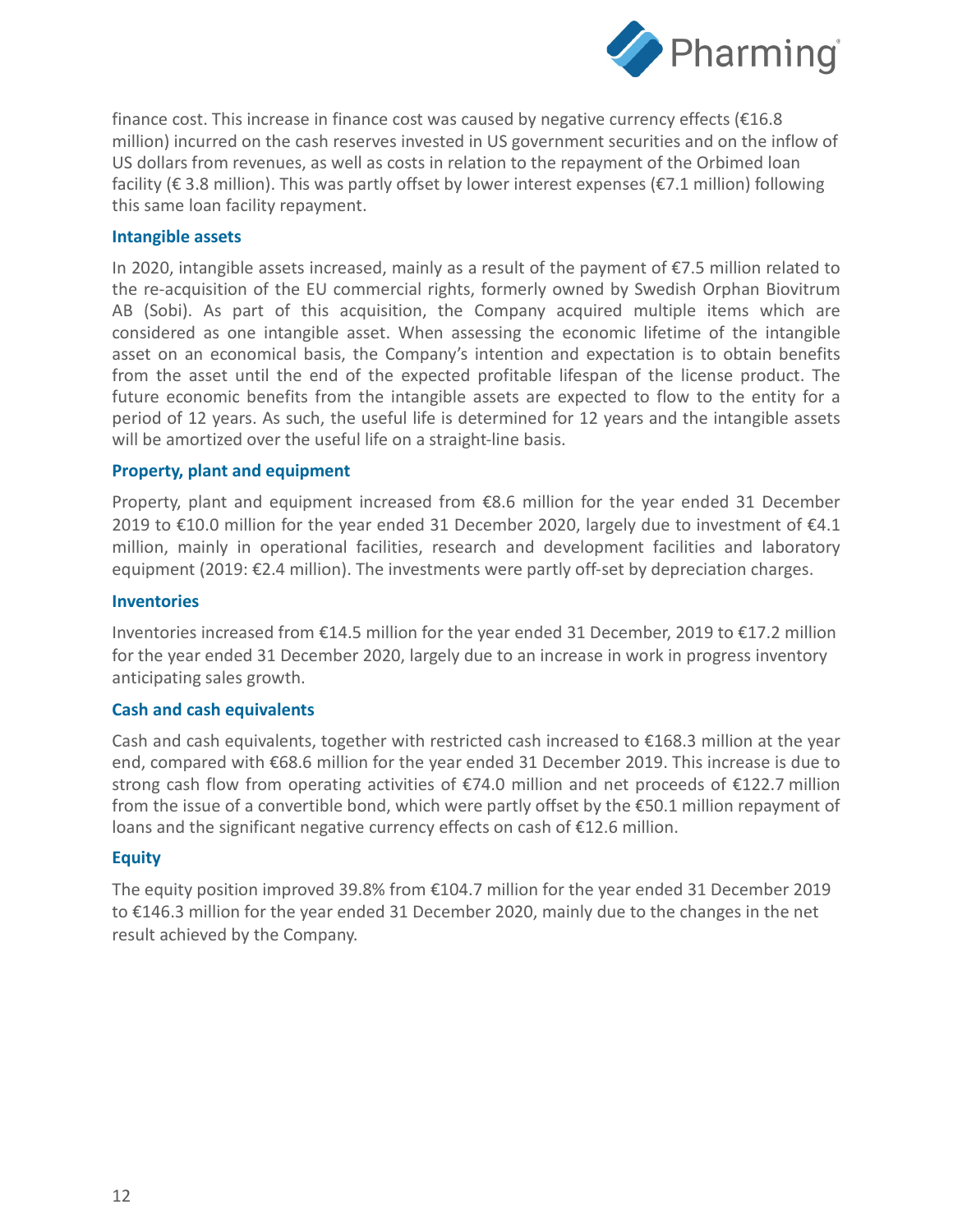finance cost. This increase in finance cost was caused by negative currency effects (€16.8 million) incurred on the cash reserves invested in US government securities and on the inflow of US dollars from revenues, as well as costs in relation to the repayment of the Orbimed loan facility (€ 3.8 million). This was partly offset by lower interest expenses (€7.1 million) following this same loan facility repayment.

### Intangible assets

In 2020, intangible assets increased, mainly as a result of the payment of €7.5 million related to the re-acquisition of the EU commercial rights, formerly owned by Swedish Orphan Biovitrum AB (Sobi). As part of this acquisition, the Company acquired multiple items which are considered as one intangible asset. When assessing the economic lifetime of the intangible asset on an economical basis, the Company's intention and expectation is to obtain benefits from the asset until the end of the expected profitable lifespan of the license product. The future economic benefits from the intangible assets are expected to flow to the entity for a period of 12 years. As such, the useful life is determined for 12 years and the intangible assets will be amortized over the useful life on a straight-line basis.

### Property, plant and equipment

Property, plant and equipment increased from €8.6 million for the year ended 31 December 2019 to €10.0 million for the year ended 31 December 2020, largely due to investment of €4.1 million, mainly in operational facilities, research and development facilities and laboratory equipment (2019: €2.4 million). The investments were partly off-set by depreciation charges.

### Inventories

Inventories increased from €14.5 million for the year ended 31 December, 2019 to €17.2 million for the year ended 31 December 2020, largely due to an increase in work in progress inventory anticipating sales growth.

### Cash and cash equivalents

Cash and cash equivalents, together with restricted cash increased to €168.3 million at the year end, compared with €68.6 million for the year ended 31 December 2019. This increase is due to strong cash flow from operating activities of €74.0 million and net proceeds of €122.7 million from the issue of a convertible bond, which were partly offset by the €50.1 million repayment of loans and the significant negative currency effects on cash of €12.6 million.

### Equity

The equity position improved 39.8% from €104.7 million for the year ended 31 December 2019 to €146.3 million for the year ended 31 December 2020, mainly due to the changes in the net result achieved by the Company.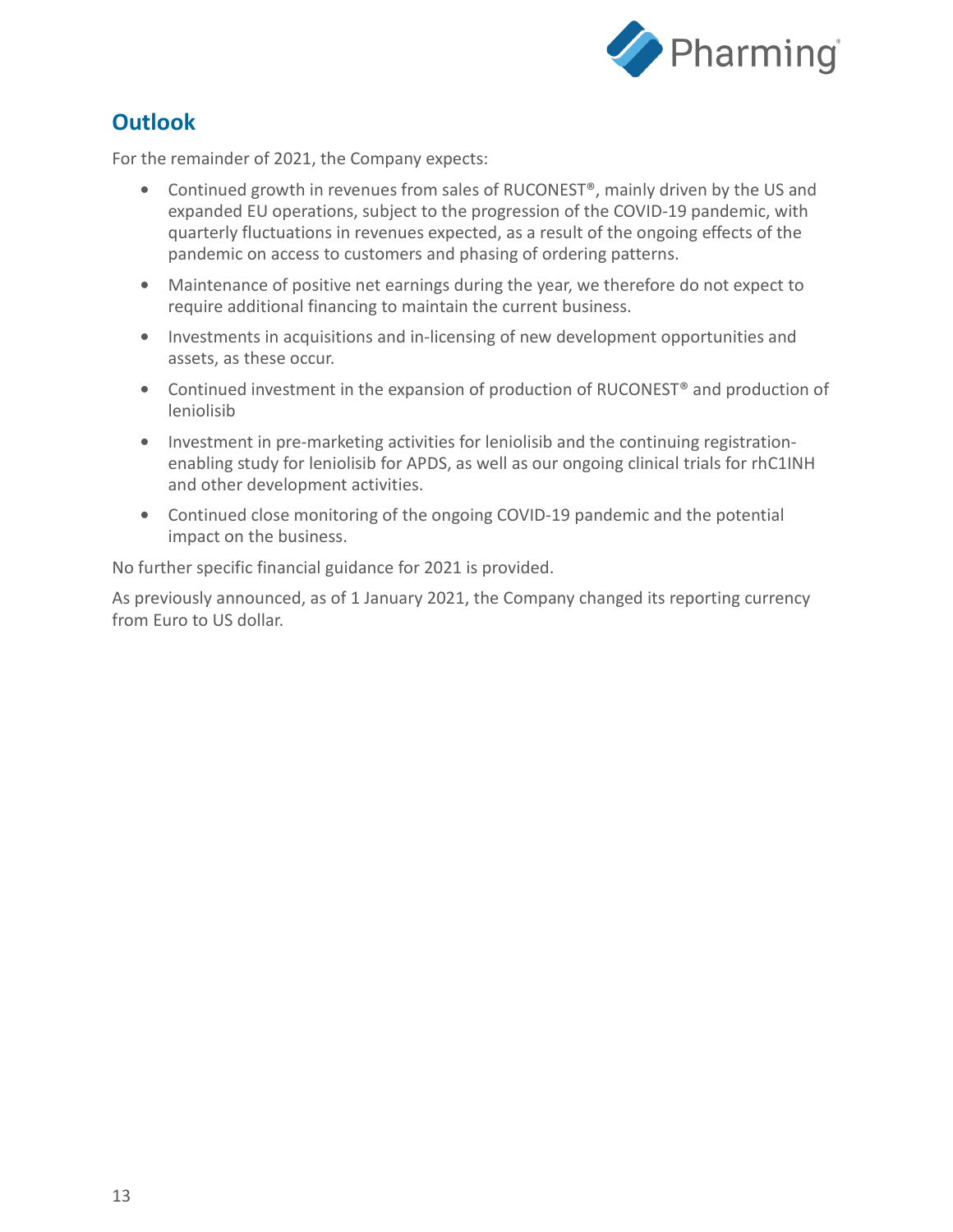## Outlook

For the remainder of 2021, the Company expects:

- Continued growth in revenues from sales of RUCONEST®, mainly driven by the US and expanded EU operations, subject to the progression of the COVID-19 pandemic, with quarterly fluctuations in revenues expected, as a result of the ongoing effects of the pandemic on access to customers and phasing of ordering patterns.
- Maintenance of positive net earnings during the year, we therefore do not expect to require additional financing to maintain the current business.
- Investments in acquisitions and in-licensing of new development opportunities and assets, as these occur.
- Continued investment in the expansion of production of RUCONEST® and production of leniolisib
- Investment in pre-marketing activities for leniolisib and the continuing registration-enabling study for leniolisib for APDS, as well as our ongoing clinical trials for rhC1INH and other development activities.
- Continued close monitoring of the ongoing COVID-19 pandemic and the potential impact on the business.

No further specific financial guidance for 2021 is provided.

As previously announced, as of 1 January 2021, the Company changed its reporting currency from Euro to US dollar.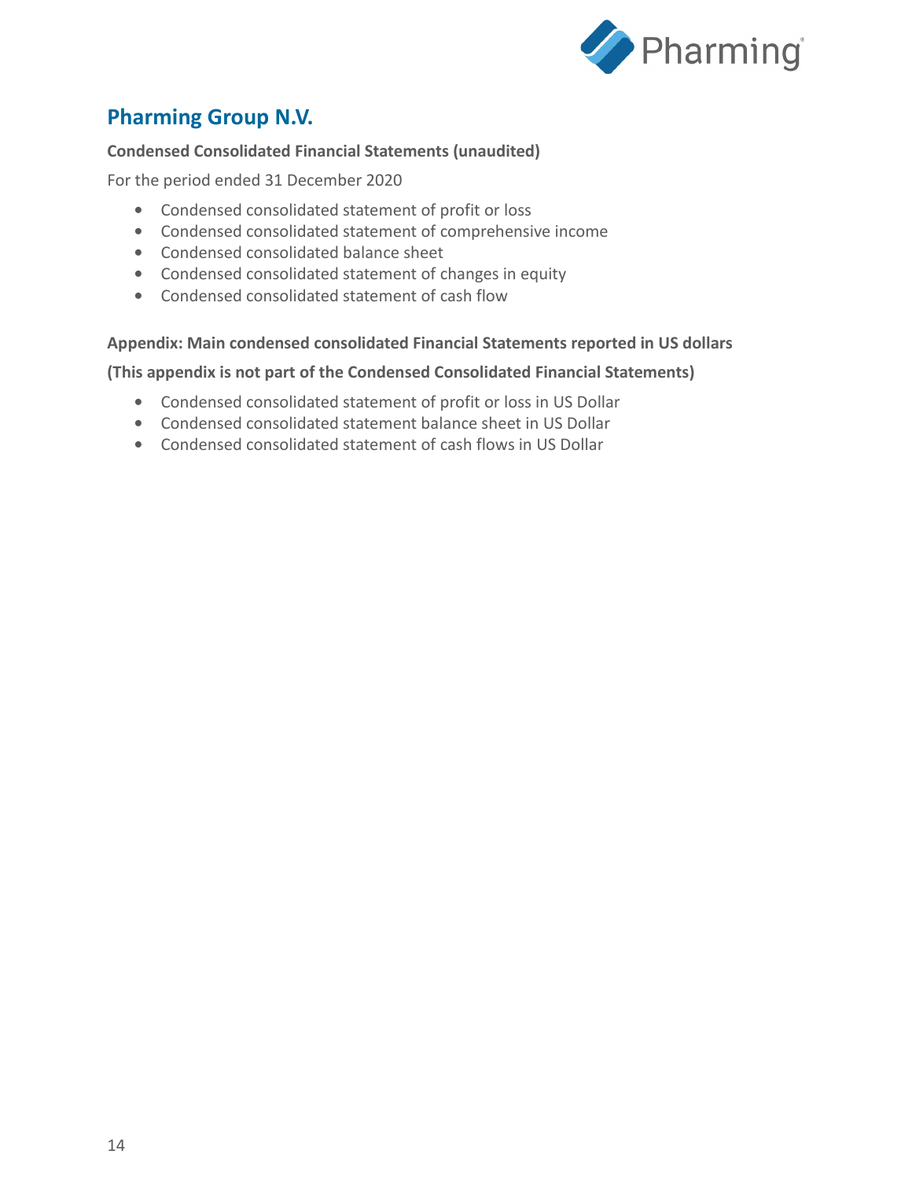# Pharming Group N.V.

**Condensed Consolidated Financial Statements (unaudited)**

For the period ended 31 December 2020

- Condensed consolidated statement of profit or loss
- Condensed consolidated statement of comprehensive income
- Condensed consolidated balance sheet
- Condensed consolidated statement of changes in equity
- Condensed consolidated statement of cash flow

**Appendix: Main condensed consolidated Financial Statements reported in US dollars**

**(This appendix is not part of the Condensed Consolidated Financial Statements)**

- Condensed consolidated statement of profit or loss in US Dollar
- Condensed consolidated statement balance sheet in US Dollar
- Condensed consolidated statement of cash flows in US Dollar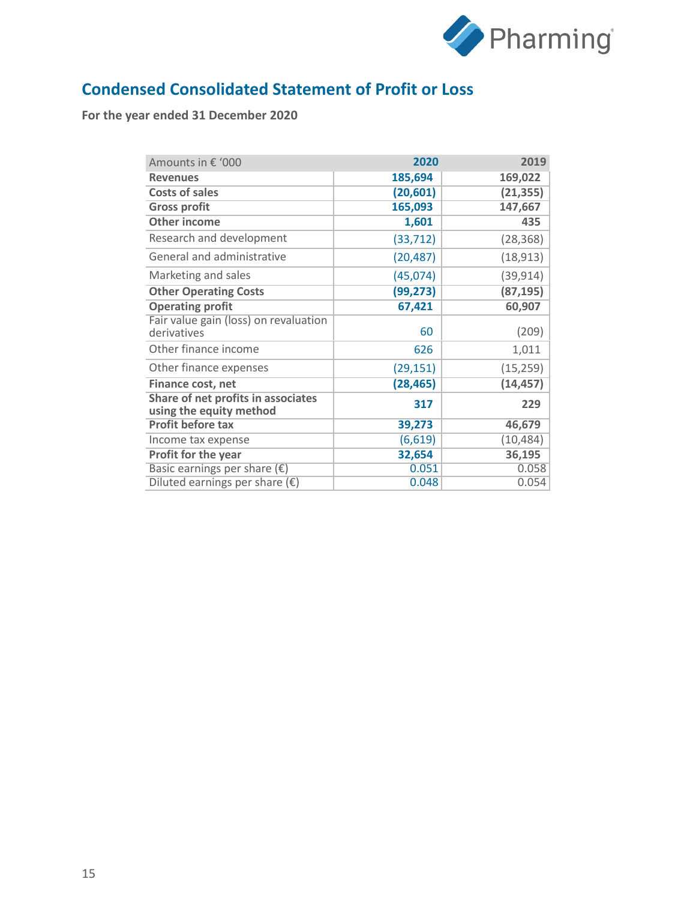## Condensed Consolidated Statement of Profit or Loss

**For the year ended 31 December 2020**

| Amounts in € '000 | 2020 | 2019 |
|---|---|---|
| **Revenues** | **185,694** | **169,022** |
| **Costs of sales** | **(20,601)** | **(21,355)** |
| **Gross profit** | **165,093** | **147,667** |
| **Other income** | **1,601** | **435** |
| Research and development | (33,712) | (28,368) |
| General and administrative | (20,487) | (18,913) |
| Marketing and sales | (45,074) | (39,914) |
| **Other Operating Costs** | **(99,273)** | **(87,195)** |
| **Operating profit** | **67,421** | **60,907** |
| Fair value gain (loss) on revaluation derivatives | 60 | (209) |
| Other finance income | 626 | 1,011 |
| Other finance expenses | (29,151) | (15,259) |
| **Finance cost, net** | **(28,465)** | **(14,457)** |
| **Share of net profits in associates using the equity method** | **317** | **229** |
| **Profit before tax** | **39,273** | **46,679** |
| Income tax expense | (6,619) | (10,484) |
| **Profit for the year** | **32,654** | **36,195** |
| Basic earnings per share (€) | 0.051 | 0.058 |
| Diluted earnings per share (€) | 0.048 | 0.054 |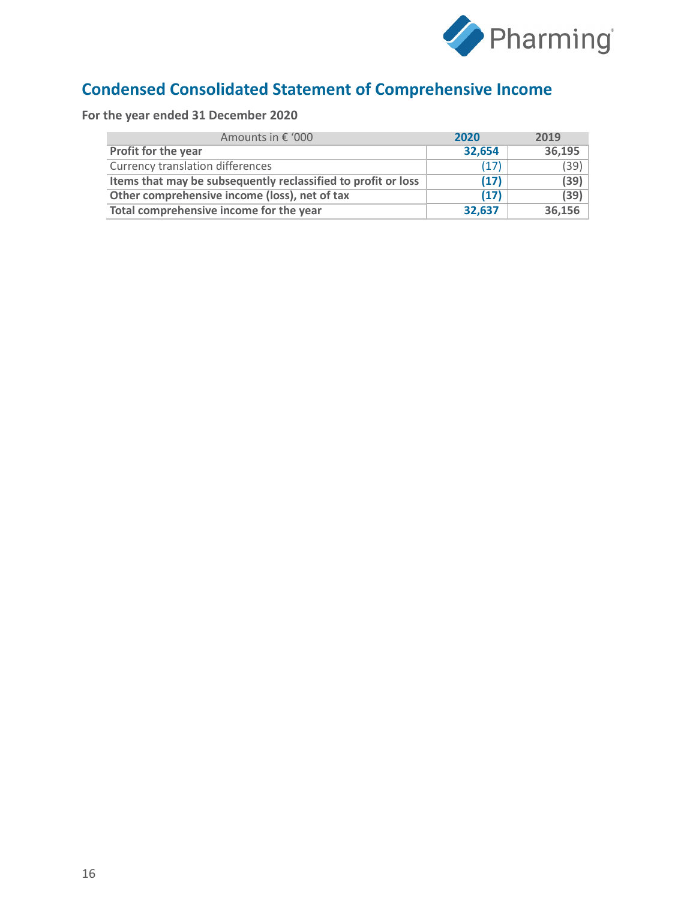## Condensed Consolidated Statement of Comprehensive Income

**For the year ended 31 December 2020**

| Amounts in € '000 | 2020 | 2019 |
|---|---|---|
| **Profit for the year** | **32,654** | **36,195** |
| Currency translation differences | (17) | (39) |
| **Items that may be subsequently reclassified to profit or loss** | **(17)** | **(39)** |
| **Other comprehensive income (loss), net of tax** | **(17)** | **(39)** |
| **Total comprehensive income for the year** | **32,637** | **36,156** |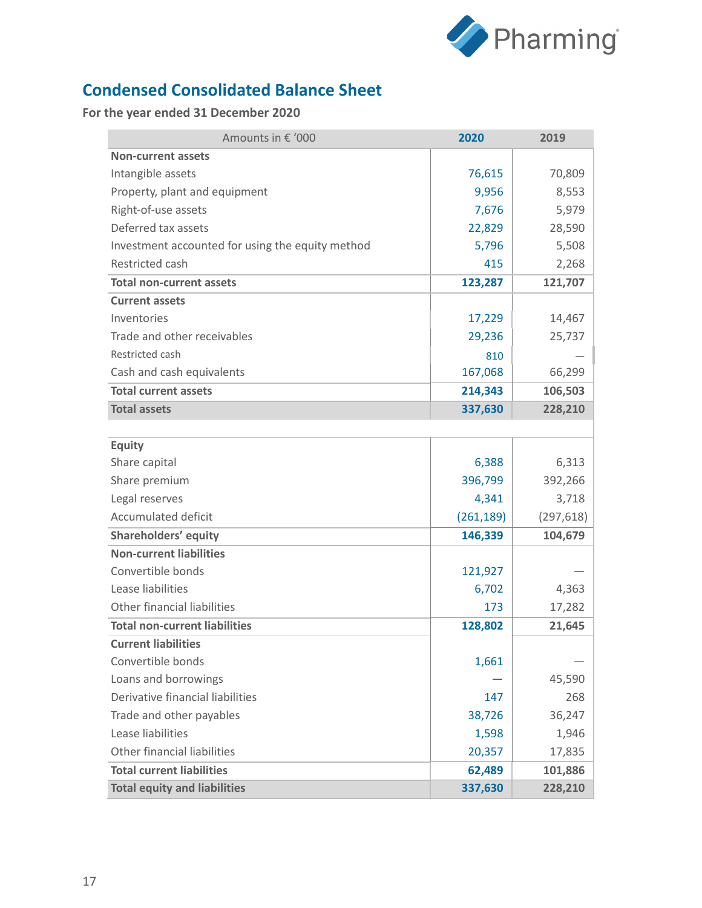## Condensed Consolidated Balance Sheet

**For the year ended 31 December 2020**

| Amounts in € '000 | 2020 | 2019 |
|---|---|---|
| **Non-current assets** | | |
| Intangible assets | 76,615 | 70,809 |
| Property, plant and equipment | 9,956 | 8,553 |
| Right-of-use assets | 7,676 | 5,979 |
| Deferred tax assets | 22,829 | 28,590 |
| Investment accounted for using the equity method | 5,796 | 5,508 |
| Restricted cash | 415 | 2,268 |
| **Total non-current assets** | **123,287** | **121,707** |
| **Current assets** | | |
| Inventories | 17,229 | 14,467 |
| Trade and other receivables | 29,236 | 25,737 |
| Restricted cash | 810 | — |
| Cash and cash equivalents | 167,068 | 66,299 |
| **Total current assets** | **214,343** | **106,503** |
| **Total assets** | **337,630** | **228,210** |
| | | |
| **Equity** | | |
| Share capital | 6,388 | 6,313 |
| Share premium | 396,799 | 392,266 |
| Legal reserves | 4,341 | 3,718 |
| Accumulated deficit | (261,189) | (297,618) |
| **Shareholders' equity** | **146,339** | **104,679** |
| **Non-current liabilities** | | |
| Convertible bonds | 121,927 | — |
| Lease liabilities | 6,702 | 4,363 |
| Other financial liabilities | 173 | 17,282 |
| **Total non-current liabilities** | **128,802** | **21,645** |
| **Current liabilities** | | |
| Convertible bonds | 1,661 | — |
| Loans and borrowings | — | 45,590 |
| Derivative financial liabilities | 147 | 268 |
| Trade and other payables | 38,726 | 36,247 |
| Lease liabilities | 1,598 | 1,946 |
| Other financial liabilities | 20,357 | 17,835 |
| **Total current liabilities** | **62,489** | **101,886** |
| **Total equity and liabilities** | **337,630** | **228,210** |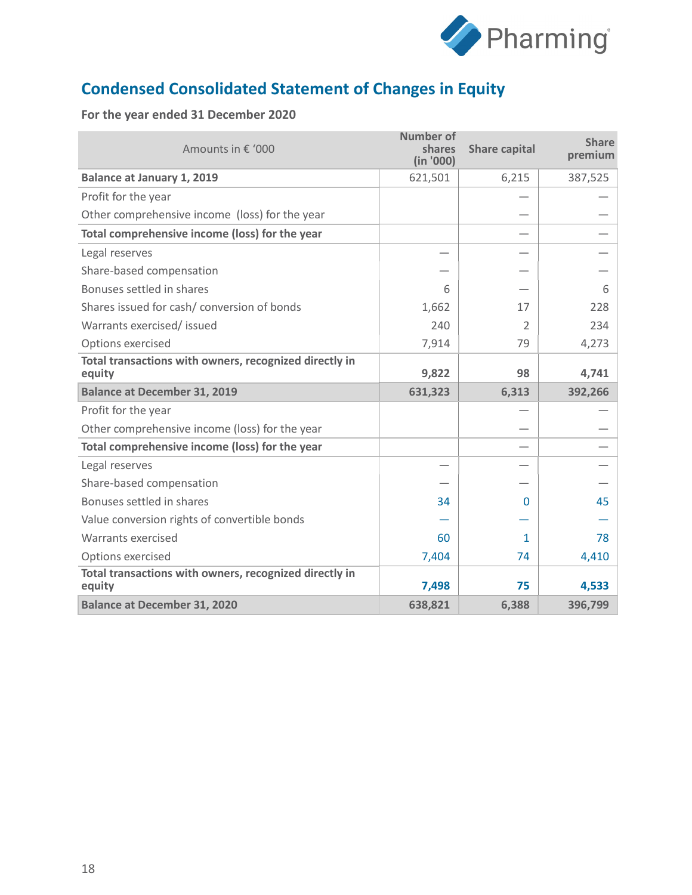## Condensed Consolidated Statement of Changes in Equity

**For the year ended 31 December 2020**

| Amounts in € '000 | Number of shares (in '000) | Share capital | Share premium |
|---|---|---|---|
| **Balance at January 1, 2019** | 621,501 | 6,215 | 387,525 |
| Profit for the year | | — | — |
| Other comprehensive income (loss) for the year | | — | — |
| **Total comprehensive income (loss) for the year** | | — | — |
| Legal reserves | — | — | — |
| Share-based compensation | — | — | — |
| Bonuses settled in shares | 6 | — | 6 |
| Shares issued for cash/ conversion of bonds | 1,662 | 17 | 228 |
| Warrants exercised/ issued | 240 | 2 | 234 |
| Options exercised | 7,914 | 79 | 4,273 |
| **Total transactions with owners, recognized directly in equity** | **9,822** | **98** | **4,741** |
| **Balance at December 31, 2019** | **631,323** | **6,313** | **392,266** |
| Profit for the year | | — | — |
| Other comprehensive income (loss) for the year | | — | — |
| **Total comprehensive income (loss) for the year** | | — | — |
| Legal reserves | — | — | — |
| Share-based compensation | — | — | — |
| Bonuses settled in shares | 34 | 0 | 45 |
| Value conversion rights of convertible bonds | — | — | — |
| Warrants exercised | 60 | 1 | 78 |
| Options exercised | 7,404 | 74 | 4,410 |
| **Total transactions with owners, recognized directly in equity** | **7,498** | **75** | **4,533** |
| **Balance at December 31, 2020** | **638,821** | **6,388** | **396,799** |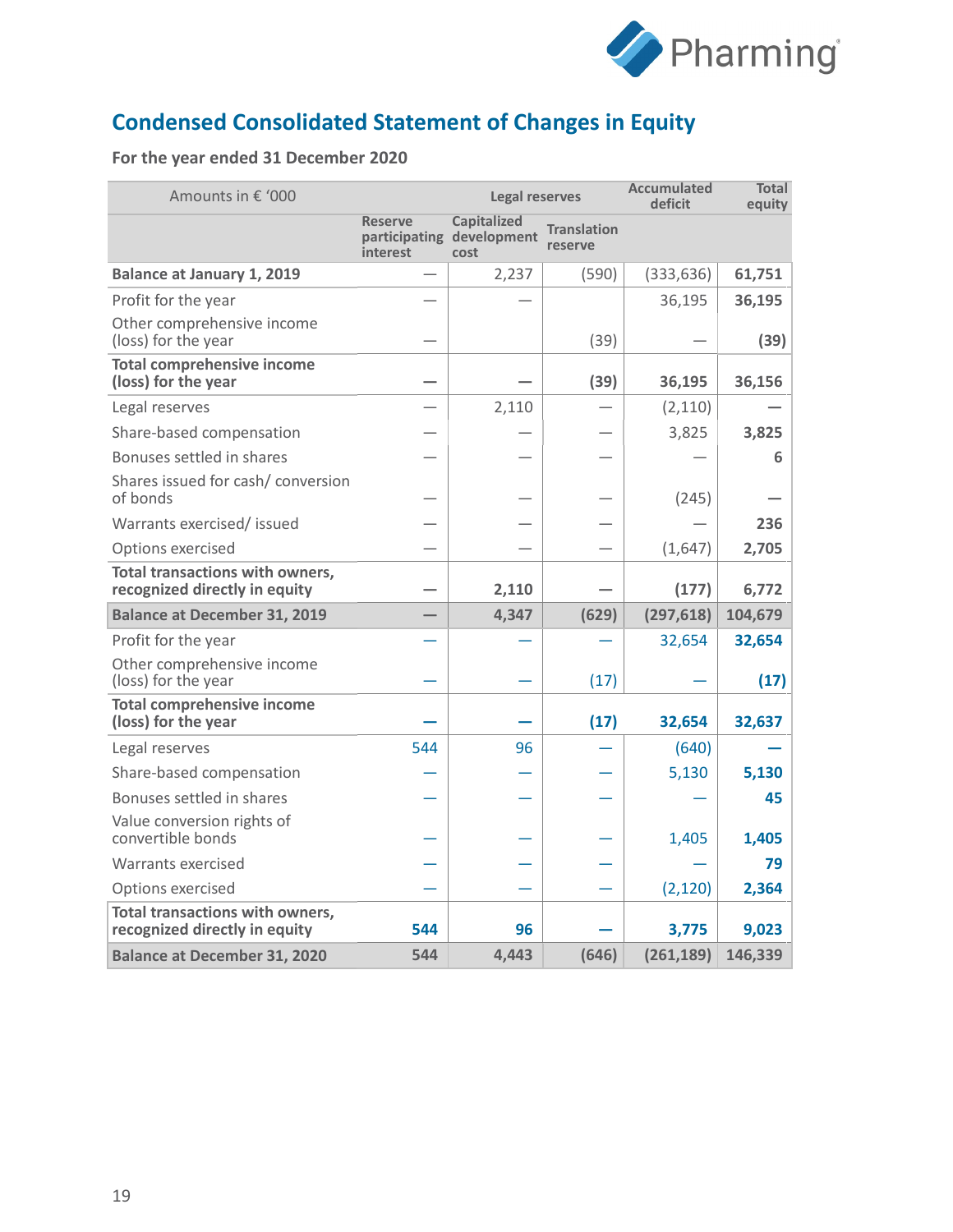## Condensed Consolidated Statement of Changes in Equity

**For the year ended 31 December 2020**

| Amounts in € '000 | Legal reserves | | | Accumulated deficit | Total equity |
|---|---|---|---|---|---|
| | Reserve participating interest | Capitalized development cost | Translation reserve | | |
| **Balance at January 1, 2019** | — | 2,237 | (590) | (333,636) | **61,751** |
| Profit for the year | — | — | | 36,195 | **36,195** |
| Other comprehensive income (loss) for the year | — | | (39) | — | **(39)** |
| **Total comprehensive income (loss) for the year** | **—** | **—** | **(39)** | **36,195** | **36,156** |
| Legal reserves | — | 2,110 | — | (2,110) | **—** |
| Share-based compensation | — | — | — | 3,825 | **3,825** |
| Bonuses settled in shares | — | — | — | — | **6** |
| Shares issued for cash/ conversion of bonds | — | — | — | (245) | **—** |
| Warrants exercised/ issued | — | — | — | — | **236** |
| Options exercised | — | — | — | (1,647) | **2,705** |
| **Total transactions with owners, recognized directly in equity** | **—** | **2,110** | **—** | **(177)** | **6,772** |
| **Balance at December 31, 2019** | **—** | **4,347** | **(629)** | **(297,618)** | **104,679** |
| Profit for the year | — | — | — | 32,654 | **32,654** |
| Other comprehensive income (loss) for the year | — | — | (17) | — | **(17)** |
| **Total comprehensive income (loss) for the year** | **—** | **—** | **(17)** | **32,654** | **32,637** |
| Legal reserves | 544 | 96 | — | (640) | **—** |
| Share-based compensation | — | — | — | 5,130 | **5,130** |
| Bonuses settled in shares | — | — | — | — | **45** |
| Value conversion rights of convertible bonds | — | — | — | 1,405 | **1,405** |
| Warrants exercised | — | — | — | — | **79** |
| Options exercised | — | — | — | (2,120) | **2,364** |
| **Total transactions with owners, recognized directly in equity** | **544** | **96** | **—** | **3,775** | **9,023** |
| **Balance at December 31, 2020** | **544** | **4,443** | **(646)** | **(261,189)** | **146,339** |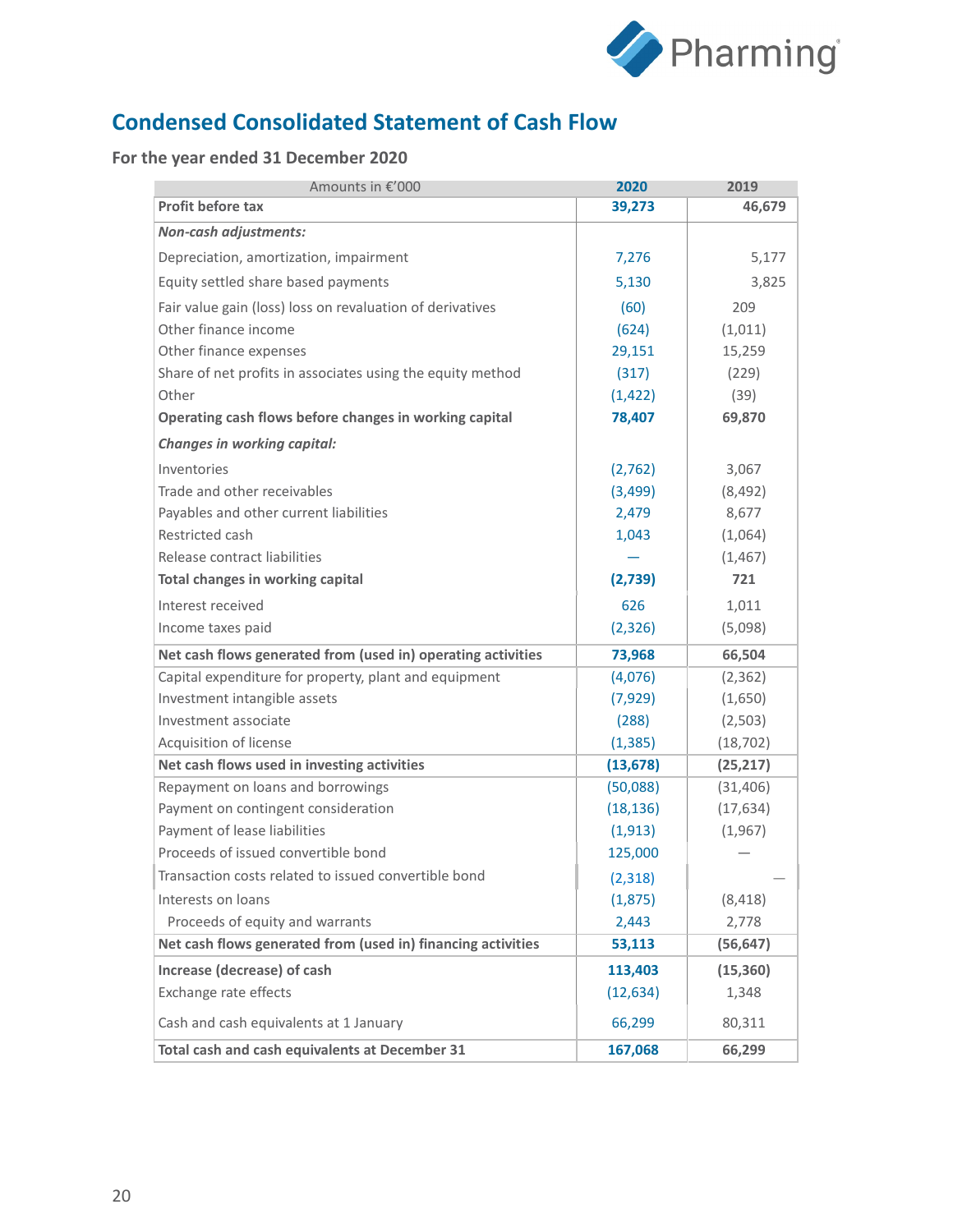## Condensed Consolidated Statement of Cash Flow

### For the year ended 31 December 2020

| Amounts in €'000 | 2020 | 2019 |
|---|---|---|
| **Profit before tax** | **39,273** | **46,679** |
| ***Non-cash adjustments:*** | | |
| Depreciation, amortization, impairment | 7,276 | 5,177 |
| Equity settled share based payments | 5,130 | 3,825 |
| Fair value gain (loss) loss on revaluation of derivatives | (60) | 209 |
| Other finance income | (624) | (1,011) |
| Other finance expenses | 29,151 | 15,259 |
| Share of net profits in associates using the equity method | (317) | (229) |
| Other | (1,422) | (39) |
| **Operating cash flows before changes in working capital** | **78,407** | **69,870** |
| ***Changes in working capital:*** | | |
| Inventories | (2,762) | 3,067 |
| Trade and other receivables | (3,499) | (8,492) |
| Payables and other current liabilities | 2,479 | 8,677 |
| Restricted cash | 1,043 | (1,064) |
| Release contract liabilities | — | (1,467) |
| **Total changes in working capital** | **(2,739)** | **721** |
| Interest received | 626 | 1,011 |
| Income taxes paid | (2,326) | (5,098) |
| **Net cash flows generated from (used in) operating activities** | **73,968** | **66,504** |
| Capital expenditure for property, plant and equipment | (4,076) | (2,362) |
| Investment intangible assets | (7,929) | (1,650) |
| Investment associate | (288) | (2,503) |
| Acquisition of license | (1,385) | (18,702) |
| **Net cash flows used in investing activities** | **(13,678)** | **(25,217)** |
| Repayment on loans and borrowings | (50,088) | (31,406) |
| Payment on contingent consideration | (18,136) | (17,634) |
| Payment of lease liabilities | (1,913) | (1,967) |
| Proceeds of issued convertible bond | 125,000 | — |
| Transaction costs related to issued convertible bond | (2,318) | — |
| Interests on loans | (1,875) | (8,418) |
| Proceeds of equity and warrants | 2,443 | 2,778 |
| **Net cash flows generated from (used in) financing activities** | **53,113** | **(56,647)** |
| **Increase (decrease) of cash** | **113,403** | **(15,360)** |
| Exchange rate effects | (12,634) | 1,348 |
| Cash and cash equivalents at 1 January | 66,299 | 80,311 |
| **Total cash and cash equivalents at December 31** | **167,068** | **66,299** |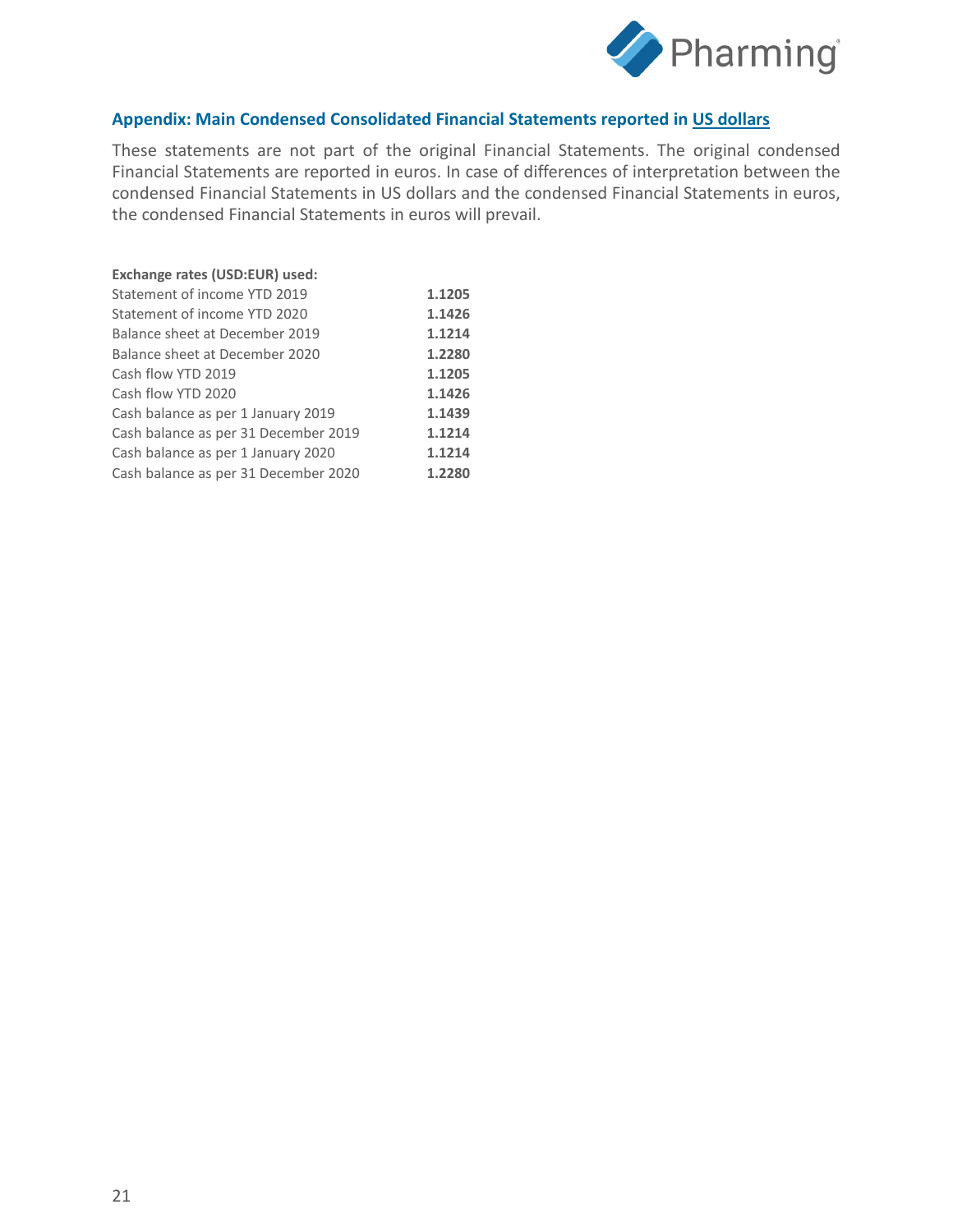## Appendix: Main Condensed Consolidated Financial Statements reported in US dollars

These statements are not part of the original Financial Statements. The original condensed Financial Statements are reported in euros. In case of differences of interpretation between the condensed Financial Statements in US dollars and the condensed Financial Statements in euros, the condensed Financial Statements in euros will prevail.

| Exchange rates (USD:EUR) used: | |
|---|---|
| Statement of income YTD 2019 | **1.1205** |
| Statement of income YTD 2020 | **1.1426** |
| Balance sheet at December 2019 | **1.1214** |
| Balance sheet at December 2020 | **1.2280** |
| Cash flow YTD 2019 | **1.1205** |
| Cash flow YTD 2020 | **1.1426** |
| Cash balance as per 1 January 2019 | **1.1439** |
| Cash balance as per 31 December 2019 | **1.1214** |
| Cash balance as per 1 January 2020 | **1.1214** |
| Cash balance as per 31 December 2020 | **1.2280** |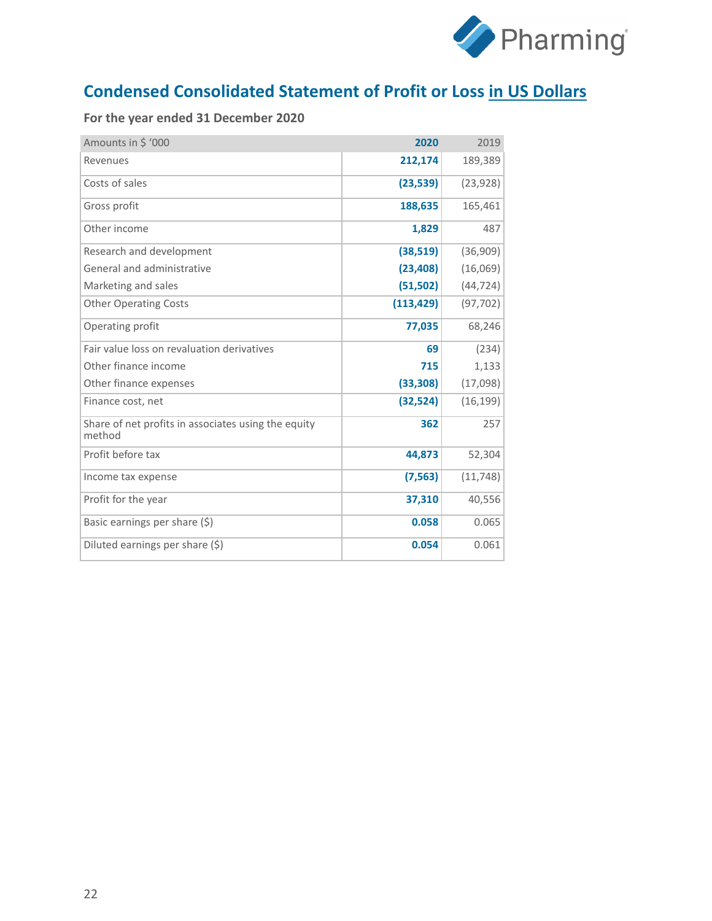## Condensed Consolidated Statement of Profit or Loss in US Dollars

**For the year ended 31 December 2020**

| Amounts in $ '000 | **2020** | 2019 |
|---|---|---|
| Revenues | **212,174** | 189,389 |
| Costs of sales | **(23,539)** | (23,928) |
| Gross profit | **188,635** | 165,461 |
| Other income | **1,829** | 487 |
| Research and development | **(38,519)** | (36,909) |
| General and administrative | **(23,408)** | (16,069) |
| Marketing and sales | **(51,502)** | (44,724) |
| Other Operating Costs | **(113,429)** | (97,702) |
| Operating profit | **77,035** | 68,246 |
| Fair value loss on revaluation derivatives | **69** | (234) |
| Other finance income | **715** | 1,133 |
| Other finance expenses | **(33,308)** | (17,098) |
| Finance cost, net | **(32,524)** | (16,199) |
| Share of net profits in associates using the equity method | **362** | 257 |
| Profit before tax | **44,873** | 52,304 |
| Income tax expense | **(7,563)** | (11,748) |
| Profit for the year | **37,310** | 40,556 |
| Basic earnings per share ($) | **0.058** | 0.065 |
| Diluted earnings per share ($) | **0.054** | 0.061 |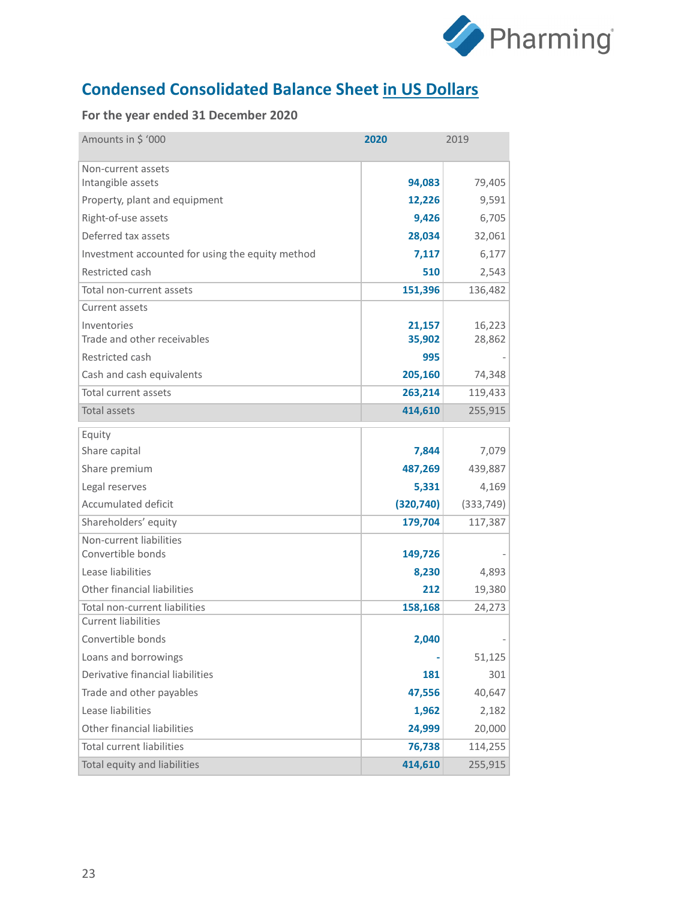## Condensed Consolidated Balance Sheet in US Dollars

**For the year ended 31 December 2020**

| Amounts in $ '000 | 2020 | 2019 |
|---|---|---|
| Non-current assets | | |
| Intangible assets | 94,083 | 79,405 |
| Property, plant and equipment | 12,226 | 9,591 |
| Right-of-use assets | 9,426 | 6,705 |
| Deferred tax assets | 28,034 | 32,061 |
| Investment accounted for using the equity method | 7,117 | 6,177 |
| Restricted cash | 510 | 2,543 |
| Total non-current assets | 151,396 | 136,482 |
| Current assets | | |
| Inventories | 21,157 | 16,223 |
| Trade and other receivables | 35,902 | 28,862 |
| Restricted cash | 995 | - |
| Cash and cash equivalents | 205,160 | 74,348 |
| Total current assets | 263,214 | 119,433 |
| Total assets | 414,610 | 255,915 |
| Equity | | |
| Share capital | 7,844 | 7,079 |
| Share premium | 487,269 | 439,887 |
| Legal reserves | 5,331 | 4,169 |
| Accumulated deficit | (320,740) | (333,749) |
| Shareholders' equity | 179,704 | 117,387 |
| Non-current liabilities | | |
| Convertible bonds | 149,726 | - |
| Lease liabilities | 8,230 | 4,893 |
| Other financial liabilities | 212 | 19,380 |
| Total non-current liabilities | 158,168 | 24,273 |
| Current liabilities | | |
| Convertible bonds | 2,040 | - |
| Loans and borrowings | - | 51,125 |
| Derivative financial liabilities | 181 | 301 |
| Trade and other payables | 47,556 | 40,647 |
| Lease liabilities | 1,962 | 2,182 |
| Other financial liabilities | 24,999 | 20,000 |
| Total current liabilities | 76,738 | 114,255 |
| Total equity and liabilities | 414,610 | 255,915 |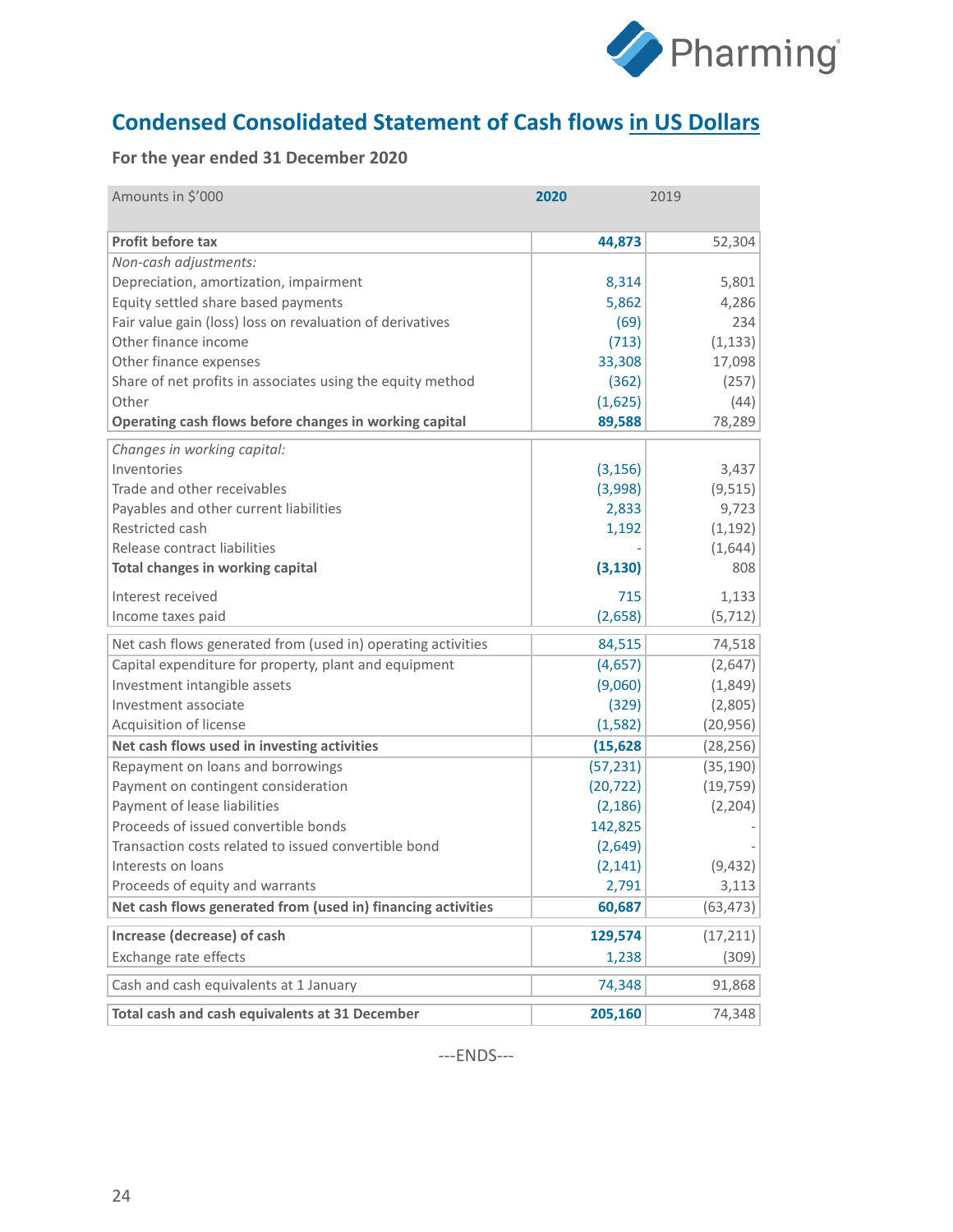## Condensed Consolidated Statement of Cash flows in US Dollars

**For the year ended 31 December 2020**

| Amounts in $'000 | **2020** | 2019 |
|---|---|---|
| **Profit before tax** | **44,873** | 52,304 |
| *Non-cash adjustments:* | | |
| Depreciation, amortization, impairment | 8,314 | 5,801 |
| Equity settled share based payments | 5,862 | 4,286 |
| Fair value gain (loss) loss on revaluation of derivatives | (69) | 234 |
| Other finance income | (713) | (1,133) |
| Other finance expenses | 33,308 | 17,098 |
| Share of net profits in associates using the equity method | (362) | (257) |
| Other | (1,625) | (44) |
| **Operating cash flows before changes in working capital** | **89,588** | 78,289 |
| *Changes in working capital:* | | |
| Inventories | (3,156) | 3,437 |
| Trade and other receivables | (3,998) | (9,515) |
| Payables and other current liabilities | 2,833 | 9,723 |
| Restricted cash | 1,192 | (1,192) |
| Release contract liabilities | - | (1,644) |
| **Total changes in working capital** | **(3,130)** | 808 |
| Interest received | 715 | 1,133 |
| Income taxes paid | (2,658) | (5,712) |
| Net cash flows generated from (used in) operating activities | 84,515 | 74,518 |
| Capital expenditure for property, plant and equipment | (4,657) | (2,647) |
| Investment intangible assets | (9,060) | (1,849) |
| Investment associate | (329) | (2,805) |
| Acquisition of license | (1,582) | (20,956) |
| **Net cash flows used in investing activities** | **(15,628** | (28,256) |
| Repayment on loans and borrowings | (57,231) | (35,190) |
| Payment on contingent consideration | (20,722) | (19,759) |
| Payment of lease liabilities | (2,186) | (2,204) |
| Proceeds of issued convertible bonds | 142,825 | - |
| Transaction costs related to issued convertible bond | (2,649) | - |
| Interests on loans | (2,141) | (9,432) |
| Proceeds of equity and warrants | 2,791 | 3,113 |
| **Net cash flows generated from (used in) financing activities** | **60,687** | (63,473) |
| **Increase (decrease) of cash** | **129,574** | (17,211) |
| Exchange rate effects | 1,238 | (309) |
| Cash and cash equivalents at 1 January | 74,348 | 91,868 |
| **Total cash and cash equivalents at 31 December** | **205,160** | 74,348 |

---ENDS---